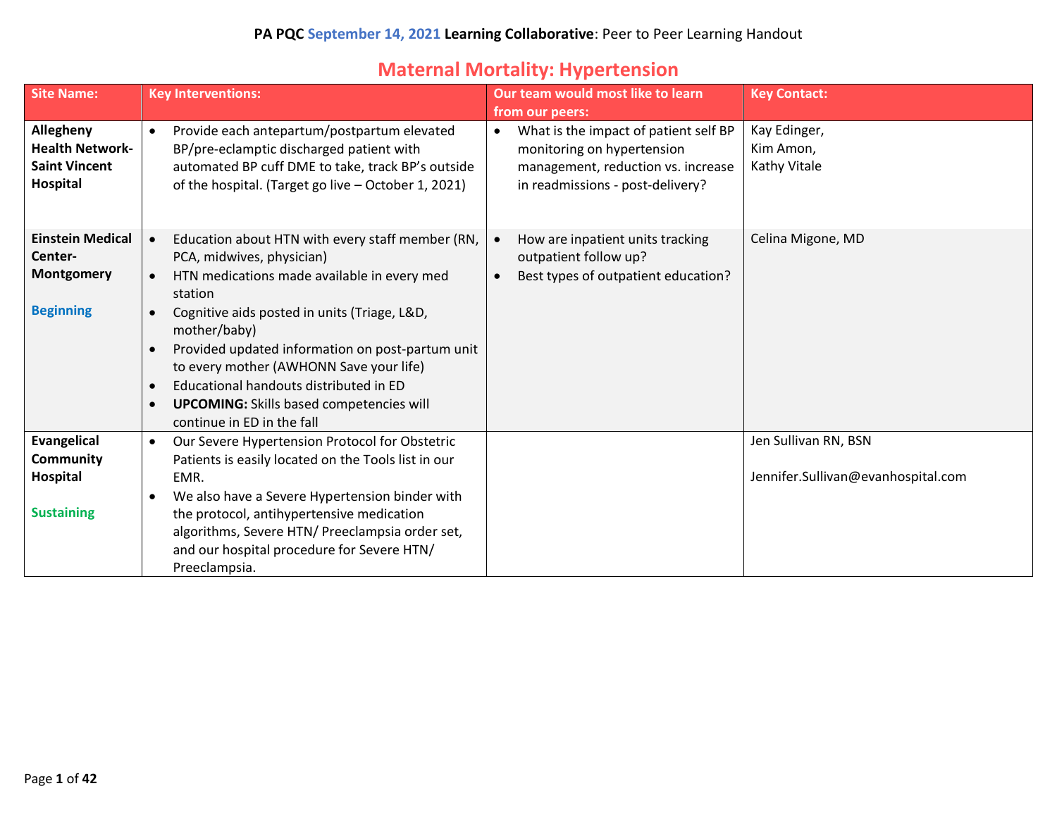PA PQC **September 14, 2021 Learning Collaborative**: Peer to Peer Learning Handout

# Maternal Mortality: Hypertension

| Site Name: | Key Interventions: | Our team would most like to learn from our peers: | Key Contact: |
|---|---|---|---|
| **Allegheny Health Network-Saint Vincent Hospital** | • Provide each antepartum/postpartum elevated BP/pre-eclamptic discharged patient with automated BP cuff DME to take, track BP's outside of the hospital. (Target go live – October 1, 2021) | • What is the impact of patient self BP monitoring on hypertension management, reduction vs. increase in readmissions - post-delivery? | Kay Edinger,<br>Kim Amon,<br>Kathy Vitale |
| **Einstein Medical Center-Montgomery**<br><br>**Beginning** | • Education about HTN with every staff member (RN, PCA, midwives, physician)<br>• HTN medications made available in every med station<br>• Cognitive aids posted in units (Triage, L&D, mother/baby)<br>• Provided updated information on post-partum unit to every mother (AWHONN Save your life)<br>• Educational handouts distributed in ED<br>• **UPCOMING:** Skills based competencies will continue in ED in the fall | • How are inpatient units tracking outpatient follow up?<br>• Best types of outpatient education? | Celina Migone, MD |
| **Evangelical Community Hospital**<br><br>**Sustaining** | • Our Severe Hypertension Protocol for Obstetric Patients is easily located on the Tools list in our EMR.<br>• We also have a Severe Hypertension binder with the protocol, antihypertensive medication algorithms, Severe HTN/ Preeclampsia order set, and our hospital procedure for Severe HTN/ Preeclampsia. | | Jen Sullivan RN, BSN<br><br>Jennifer.Sullivan@evanhospital.com |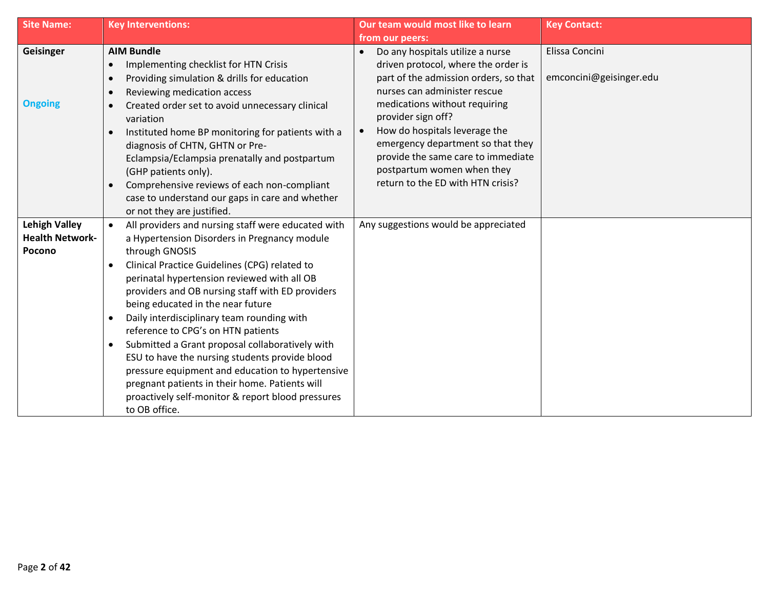| Site Name: | Key Interventions: | Our team would most like to learn from our peers: | Key Contact: |
|---|---|---|---|
| **Geisinger**<br><br>Ongoing | **AIM Bundle**<br>• Implementing checklist for HTN Crisis<br>• Providing simulation & drills for education<br>• Reviewing medication access<br>• Created order set to avoid unnecessary clinical variation<br>• Instituted home BP monitoring for patients with a diagnosis of CHTN, GHTN or Pre-Eclampsia/Eclampsia prenatally and postpartum (GHP patients only).<br>• Comprehensive reviews of each non-compliant case to understand our gaps in care and whether or not they are justified. | • Do any hospitals utilize a nurse driven protocol, where the order is part of the admission orders, so that nurses can administer rescue medications without requiring provider sign off?<br>• How do hospitals leverage the emergency department so that they provide the same care to immediate postpartum women when they return to the ED with HTN crisis? | Elissa Concini<br><br>emconcini@geisinger.edu |
| **Lehigh Valley Health Network-Pocono** | • All providers and nursing staff were educated with a Hypertension Disorders in Pregnancy module through GNOSIS<br>• Clinical Practice Guidelines (CPG) related to perinatal hypertension reviewed with all OB providers and OB nursing staff with ED providers being educated in the near future<br>• Daily interdisciplinary team rounding with reference to CPG's on HTN patients<br>• Submitted a Grant proposal collaboratively with ESU to have the nursing students provide blood pressure equipment and education to hypertensive pregnant patients in their home. Patients will proactively self-monitor & report blood pressures to OB office. | Any suggestions would be appreciated | |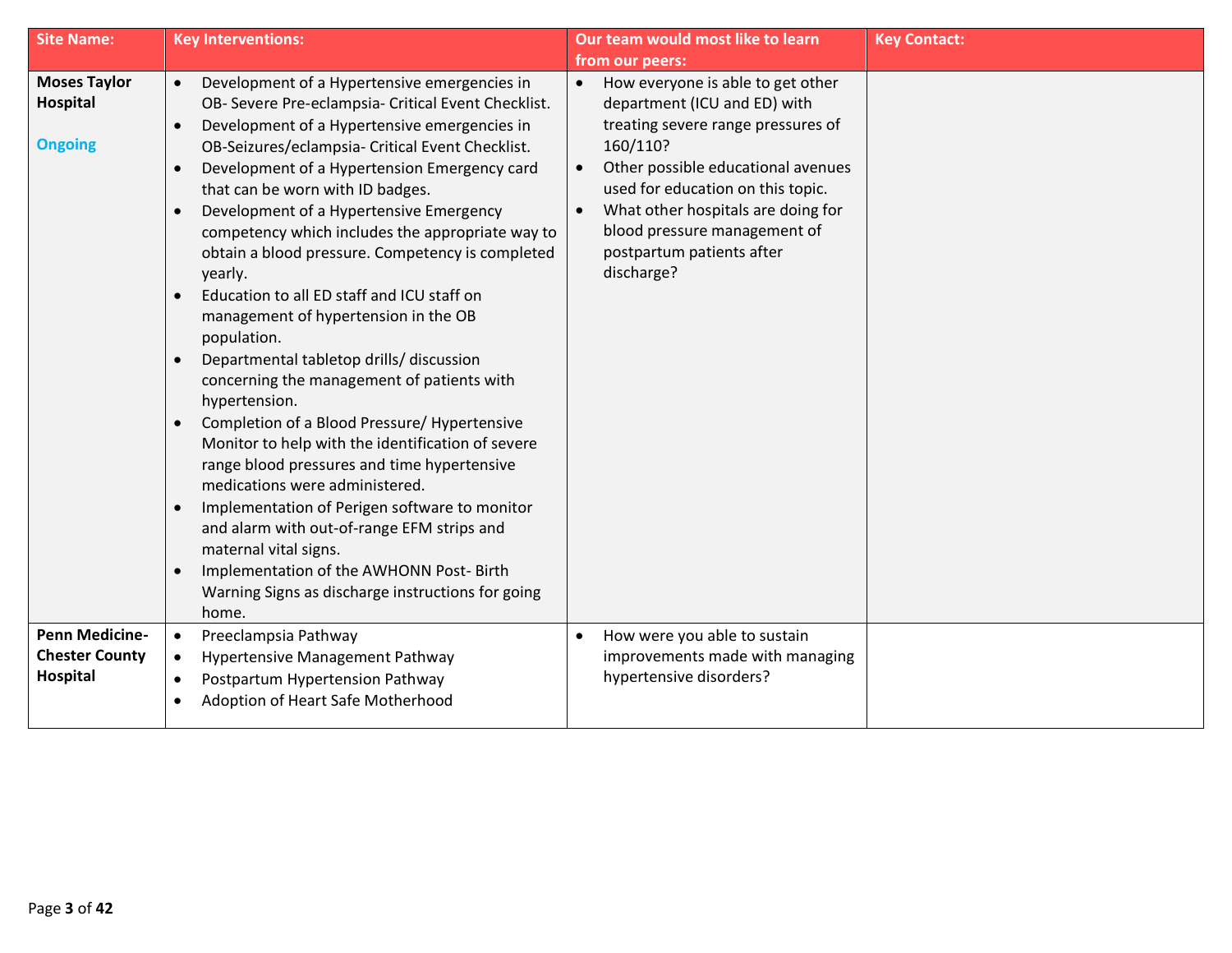| Site Name: | Key Interventions: | Our team would most like to learn from our peers: | Key Contact: |
|---|---|---|---|
| **Moses Taylor Hospital**<br><br>**Ongoing** | • Development of a Hypertensive emergencies in OB- Severe Pre-eclampsia- Critical Event Checklist.<br>• Development of a Hypertensive emergencies in OB-Seizures/eclampsia- Critical Event Checklist.<br>• Development of a Hypertension Emergency card that can be worn with ID badges.<br>• Development of a Hypertensive Emergency competency which includes the appropriate way to obtain a blood pressure. Competency is completed yearly.<br>• Education to all ED staff and ICU staff on management of hypertension in the OB population.<br>• Departmental tabletop drills/ discussion concerning the management of patients with hypertension.<br>• Completion of a Blood Pressure/ Hypertensive Monitor to help with the identification of severe range blood pressures and time hypertensive medications were administered.<br>• Implementation of Perigen software to monitor and alarm with out-of-range EFM strips and maternal vital signs.<br>• Implementation of the AWHONN Post- Birth Warning Signs as discharge instructions for going home. | • How everyone is able to get other department (ICU and ED) with treating severe range pressures of 160/110?<br>• Other possible educational avenues used for education on this topic.<br>• What other hospitals are doing for blood pressure management of postpartum patients after discharge? | |
| **Penn Medicine-Chester County Hospital** | • Preeclampsia Pathway<br>• Hypertensive Management Pathway<br>• Postpartum Hypertension Pathway<br>• Adoption of Heart Safe Motherhood | • How were you able to sustain improvements made with managing hypertensive disorders? | |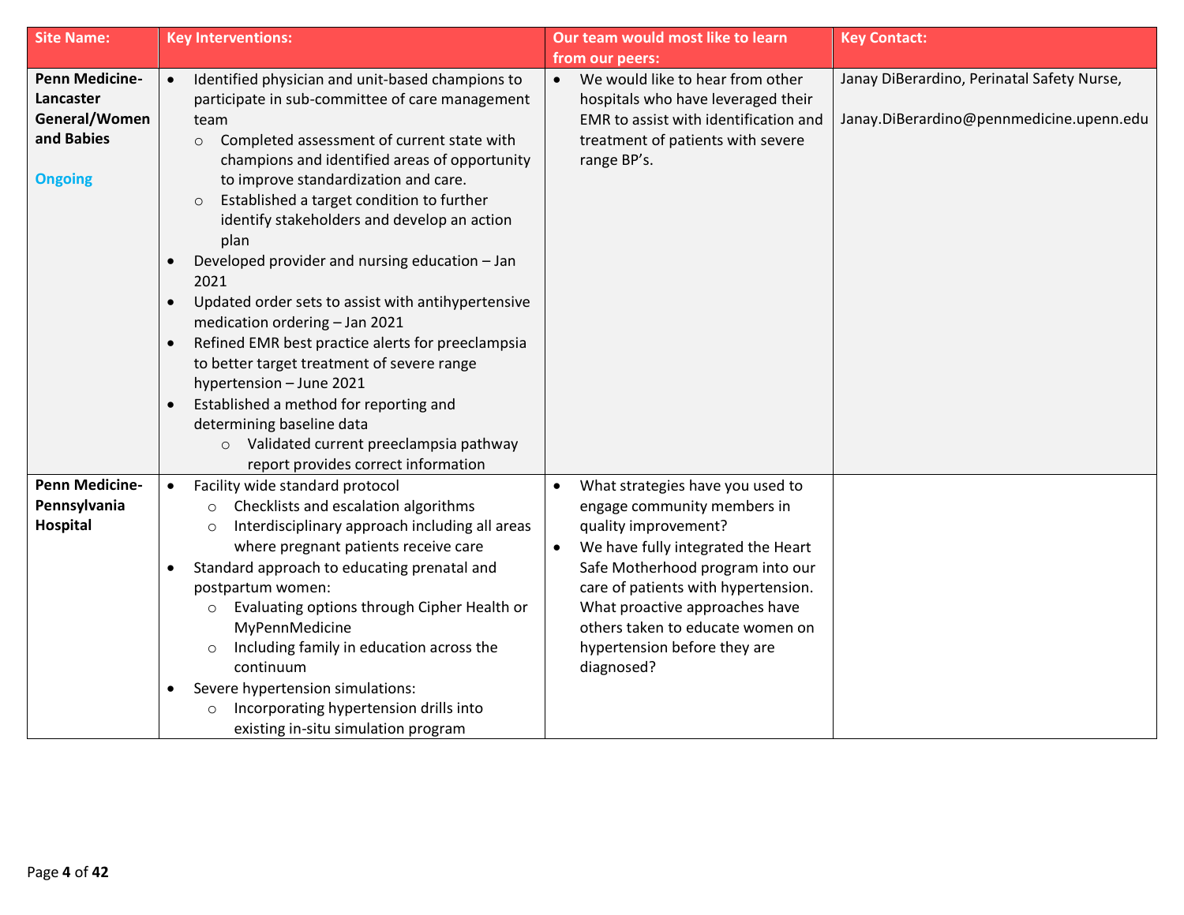| Site Name: | Key Interventions: | Our team would most like to learn from our peers: | Key Contact: |
|---|---|---|---|
| **Penn Medicine-Lancaster General/Women and Babies**<br><br>Ongoing | • Identified physician and unit-based champions to participate in sub-committee of care management team<br>&nbsp;&nbsp;&nbsp;&nbsp;○ Completed assessment of current state with champions and identified areas of opportunity to improve standardization and care.<br>&nbsp;&nbsp;&nbsp;&nbsp;○ Established a target condition to further identify stakeholders and develop an action plan<br>• Developed provider and nursing education – Jan 2021<br>• Updated order sets to assist with antihypertensive medication ordering – Jan 2021<br>• Refined EMR best practice alerts for preeclampsia to better target treatment of severe range hypertension – June 2021<br>• Established a method for reporting and determining baseline data<br>&nbsp;&nbsp;&nbsp;&nbsp;○ Validated current preeclampsia pathway report provides correct information | • We would like to hear from other hospitals who have leveraged their EMR to assist with identification and treatment of patients with severe range BP's. | Janay DiBerardino, Perinatal Safety Nurse,<br><br>Janay.DiBerardino@pennmedicine.upenn.edu |
| **Penn Medicine-Pennsylvania Hospital** | • Facility wide standard protocol<br>&nbsp;&nbsp;&nbsp;&nbsp;○ Checklists and escalation algorithms<br>&nbsp;&nbsp;&nbsp;&nbsp;○ Interdisciplinary approach including all areas where pregnant patients receive care<br>• Standard approach to educating prenatal and postpartum women:<br>&nbsp;&nbsp;&nbsp;&nbsp;○ Evaluating options through Cipher Health or MyPennMedicine<br>&nbsp;&nbsp;&nbsp;&nbsp;○ Including family in education across the continuum<br>• Severe hypertension simulations:<br>&nbsp;&nbsp;&nbsp;&nbsp;○ Incorporating hypertension drills into existing in-situ simulation program | • What strategies have you used to engage community members in quality improvement?<br>• We have fully integrated the Heart Safe Motherhood program into our care of patients with hypertension. What proactive approaches have others taken to educate women on hypertension before they are diagnosed? | |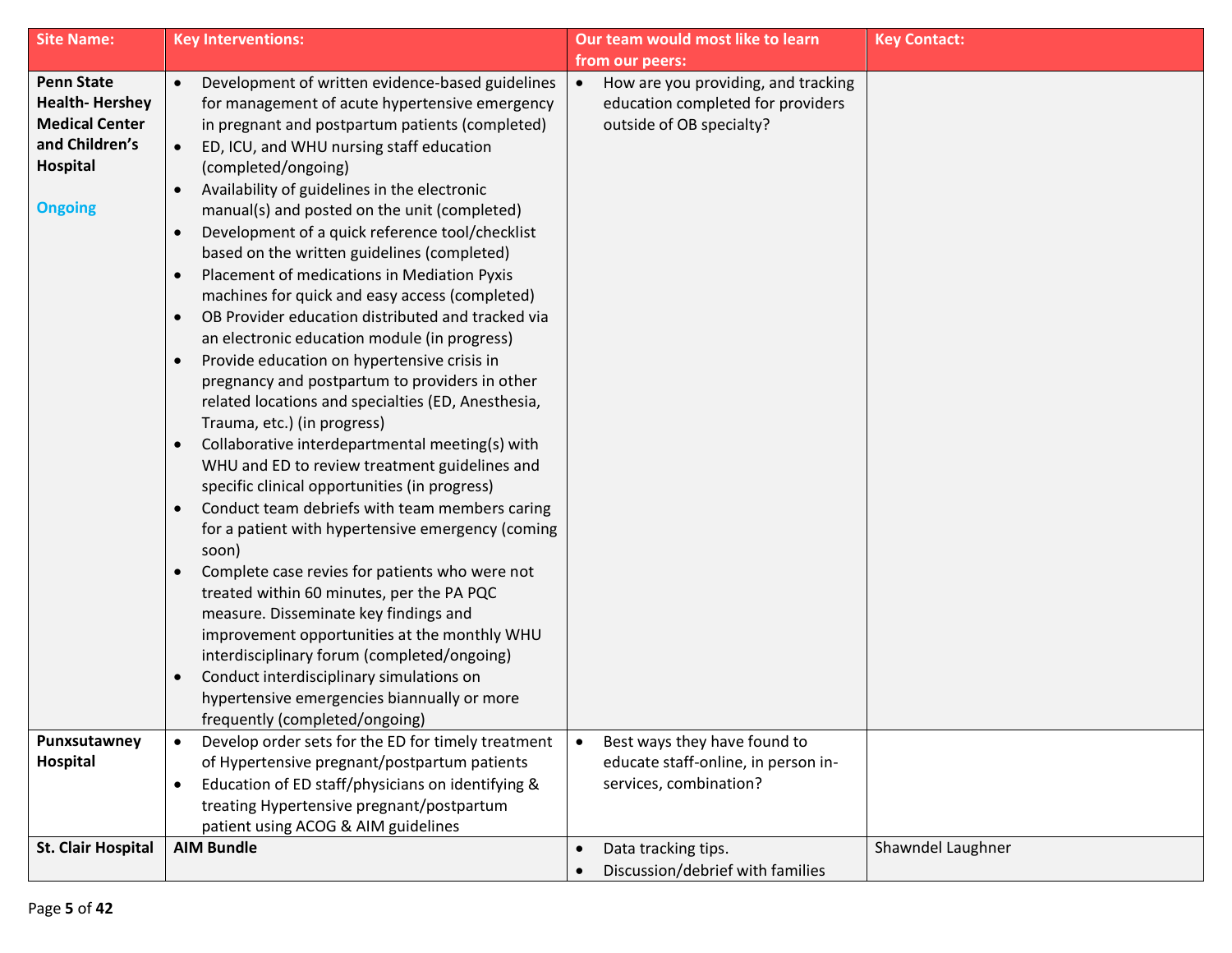| Site Name: | Key Interventions: | Our team would most like to learn from our peers: | Key Contact: |
|---|---|---|---|
| **Penn State Health- Hershey Medical Center and Children's Hospital**<br><br>Ongoing | • Development of written evidence-based guidelines for management of acute hypertensive emergency in pregnant and postpartum patients (completed)<br>• ED, ICU, and WHU nursing staff education (completed/ongoing)<br>• Availability of guidelines in the electronic manual(s) and posted on the unit (completed)<br>• Development of a quick reference tool/checklist based on the written guidelines (completed)<br>• Placement of medications in Mediation Pyxis machines for quick and easy access (completed)<br>• OB Provider education distributed and tracked via an electronic education module (in progress)<br>• Provide education on hypertensive crisis in pregnancy and postpartum to providers in other related locations and specialties (ED, Anesthesia, Trauma, etc.) (in progress)<br>• Collaborative interdepartmental meeting(s) with WHU and ED to review treatment guidelines and specific clinical opportunities (in progress)<br>• Conduct team debriefs with team members caring for a patient with hypertensive emergency (coming soon)<br>• Complete case revies for patients who were not treated within 60 minutes, per the PA PQC measure. Disseminate key findings and improvement opportunities at the monthly WHU interdisciplinary forum (completed/ongoing)<br>• Conduct interdisciplinary simulations on hypertensive emergencies biannually or more frequently (completed/ongoing) | • How are you providing, and tracking education completed for providers outside of OB specialty? | |
| **Punxsutawney Hospital** | • Develop order sets for the ED for timely treatment of Hypertensive pregnant/postpartum patients<br>• Education of ED staff/physicians on identifying & treating Hypertensive pregnant/postpartum patient using ACOG & AIM guidelines | • Best ways they have found to educate staff-online, in person in-services, combination? | |
| **St. Clair Hospital** | **AIM Bundle** | • Data tracking tips.<br>• Discussion/debrief with families | Shawndel Laughner |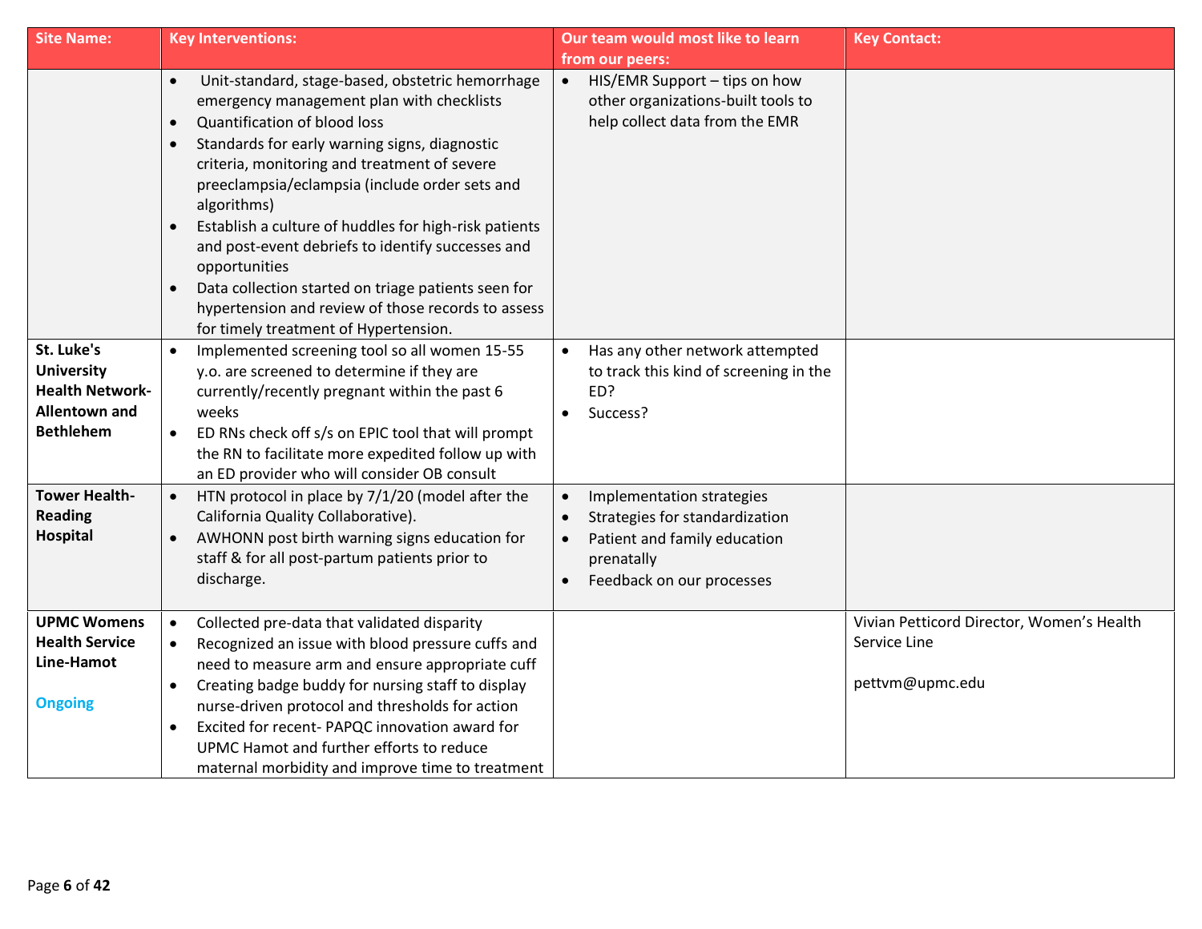| Site Name: | Key Interventions: | Our team would most like to learn from our peers: | Key Contact: |
|---|---|---|---|
| | • Unit-standard, stage-based, obstetric hemorrhage emergency management plan with checklists<br>• Quantification of blood loss<br>• Standards for early warning signs, diagnostic criteria, monitoring and treatment of severe preeclampsia/eclampsia (include order sets and algorithms)<br>• Establish a culture of huddles for high-risk patients and post-event debriefs to identify successes and opportunities<br>• Data collection started on triage patients seen for hypertension and review of those records to assess for timely treatment of Hypertension. | • HIS/EMR Support – tips on how other organizations-built tools to help collect data from the EMR | |
| **St. Luke's University Health Network-Allentown and Bethlehem** | • Implemented screening tool so all women 15-55 y.o. are screened to determine if they are currently/recently pregnant within the past 6 weeks<br>• ED RNs check off s/s on EPIC tool that will prompt the RN to facilitate more expedited follow up with an ED provider who will consider OB consult | • Has any other network attempted to track this kind of screening in the ED?<br>• Success? | |
| **Tower Health-Reading Hospital** | • HTN protocol in place by 7/1/20 (model after the California Quality Collaborative).<br>• AWHONN post birth warning signs education for staff & for all post-partum patients prior to discharge. | • Implementation strategies<br>• Strategies for standardization<br>• Patient and family education prenatally<br>• Feedback on our processes | |
| **UPMC Womens Health Service Line-Hamot**<br><br>**Ongoing** | • Collected pre-data that validated disparity<br>• Recognized an issue with blood pressure cuffs and need to measure arm and ensure appropriate cuff<br>• Creating badge buddy for nursing staff to display nurse-driven protocol and thresholds for action<br>• Excited for recent- PAPQC innovation award for UPMC Hamot and further efforts to reduce maternal morbidity and improve time to treatment | | Vivian Petticord Director, Women's Health Service Line<br><br>pettvm@upmc.edu |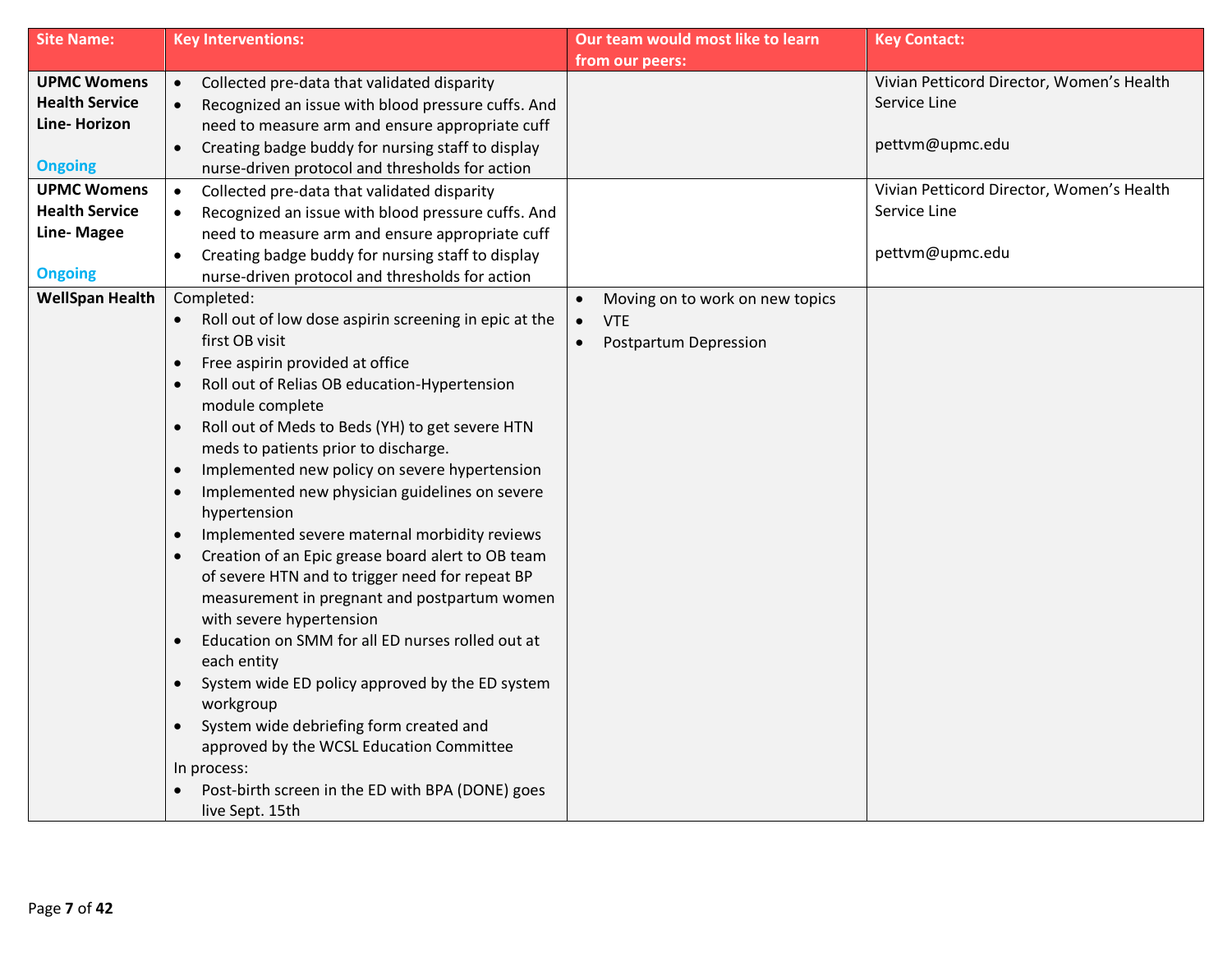| Site Name: | Key Interventions: | Our team would most like to learn from our peers: | Key Contact: |
| --- | --- | --- | --- |
| **UPMC Womens Health Service Line- Horizon**<br><br>Ongoing | • Collected pre-data that validated disparity<br>• Recognized an issue with blood pressure cuffs. And need to measure arm and ensure appropriate cuff<br>• Creating badge buddy for nursing staff to display nurse-driven protocol and thresholds for action | | Vivian Petticord Director, Women's Health Service Line<br><br>pettvm@upmc.edu |
| **UPMC Womens Health Service Line- Magee**<br><br>Ongoing | • Collected pre-data that validated disparity<br>• Recognized an issue with blood pressure cuffs. And need to measure arm and ensure appropriate cuff<br>• Creating badge buddy for nursing staff to display nurse-driven protocol and thresholds for action | | Vivian Petticord Director, Women's Health Service Line<br><br>pettvm@upmc.edu |
| **WellSpan Health** | Completed:<br>• Roll out of low dose aspirin screening in epic at the first OB visit<br>• Free aspirin provided at office<br>• Roll out of Relias OB education-Hypertension module complete<br>• Roll out of Meds to Beds (YH) to get severe HTN meds to patients prior to discharge.<br>• Implemented new policy on severe hypertension<br>• Implemented new physician guidelines on severe hypertension<br>• Implemented severe maternal morbidity reviews<br>• Creation of an Epic grease board alert to OB team of severe HTN and to trigger need for repeat BP measurement in pregnant and postpartum women with severe hypertension<br>• Education on SMM for all ED nurses rolled out at each entity<br>• System wide ED policy approved by the ED system workgroup<br>• System wide debriefing form created and approved by the WCSL Education Committee<br>In process:<br>• Post-birth screen in the ED with BPA (DONE) goes live Sept. 15th | • Moving on to work on new topics<br>• VTE<br>• Postpartum Depression | |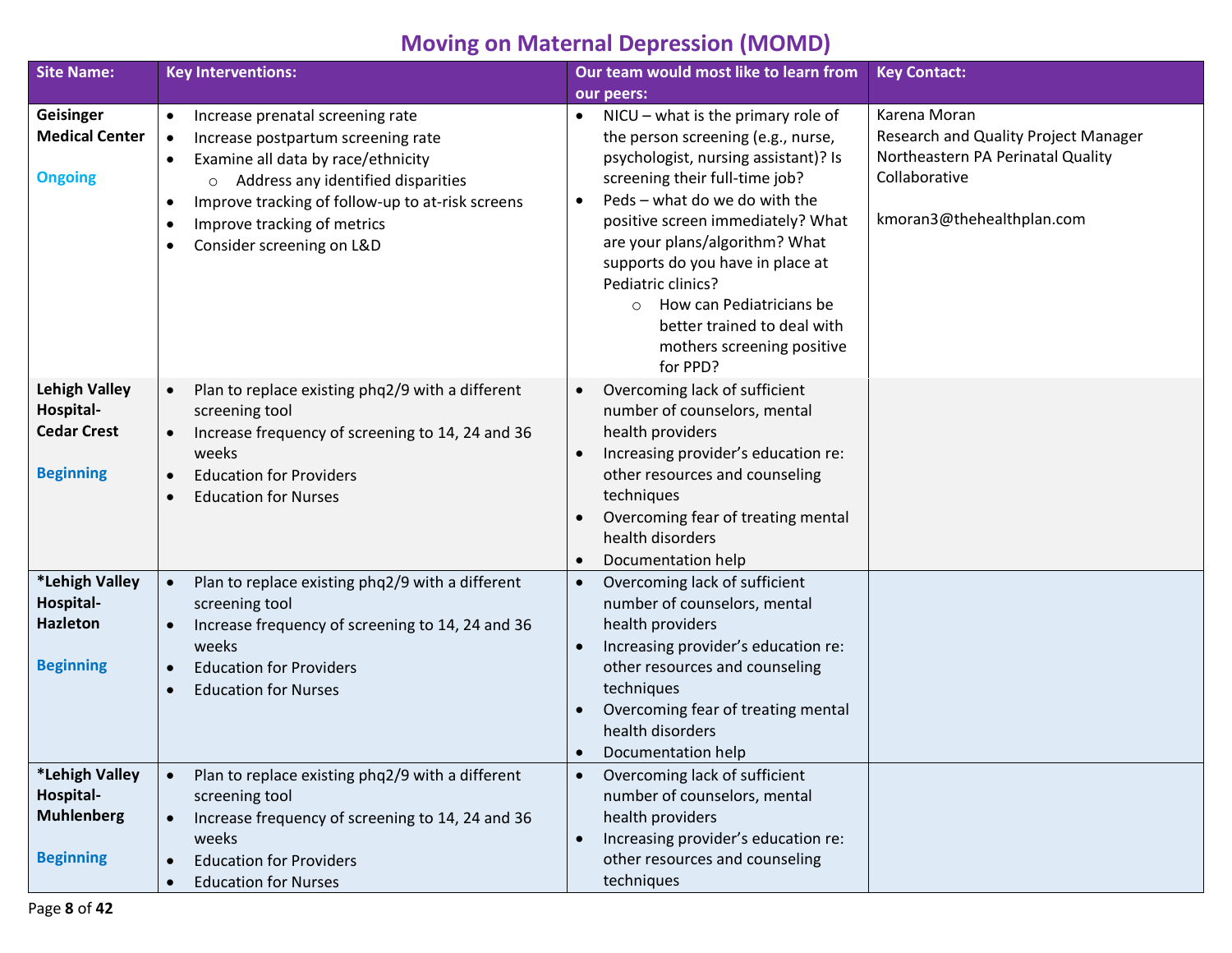# Moving on Maternal Depression (MOMD)

| Site Name: | Key Interventions: | Our team would most like to learn from our peers: | Key Contact: |
|---|---|---|---|
| **Geisinger Medical Center**<br><br>Ongoing | • Increase prenatal screening rate<br>• Increase postpartum screening rate<br>• Examine all data by race/ethnicity<br>  ○ Address any identified disparities<br>• Improve tracking of follow-up to at-risk screens<br>• Improve tracking of metrics<br>• Consider screening on L&D | • NICU – what is the primary role of the person screening (e.g., nurse, psychologist, nursing assistant)? Is screening their full-time job?<br>• Peds – what do we do with the positive screen immediately? What are your plans/algorithm? What supports do you have in place at Pediatric clinics?<br>  ○ How can Pediatricians be better trained to deal with mothers screening positive for PPD? | Karena Moran<br>Research and Quality Project Manager<br>Northeastern PA Perinatal Quality Collaborative<br><br>kmoran3@thehealthplan.com |
| **Lehigh Valley Hospital-Cedar Crest**<br><br>Beginning | • Plan to replace existing phq2/9 with a different screening tool<br>• Increase frequency of screening to 14, 24 and 36 weeks<br>• Education for Providers<br>• Education for Nurses | • Overcoming lack of sufficient number of counselors, mental health providers<br>• Increasing provider's education re: other resources and counseling techniques<br>• Overcoming fear of treating mental health disorders<br>• Documentation help | |
| **\*Lehigh Valley Hospital-Hazleton**<br><br>Beginning | • Plan to replace existing phq2/9 with a different screening tool<br>• Increase frequency of screening to 14, 24 and 36 weeks<br>• Education for Providers<br>• Education for Nurses | • Overcoming lack of sufficient number of counselors, mental health providers<br>• Increasing provider's education re: other resources and counseling techniques<br>• Overcoming fear of treating mental health disorders<br>• Documentation help | |
| **\*Lehigh Valley Hospital-Muhlenberg**<br><br>Beginning | • Plan to replace existing phq2/9 with a different screening tool<br>• Increase frequency of screening to 14, 24 and 36 weeks<br>• Education for Providers<br>• Education for Nurses | • Overcoming lack of sufficient number of counselors, mental health providers<br>• Increasing provider's education re: other resources and counseling techniques | |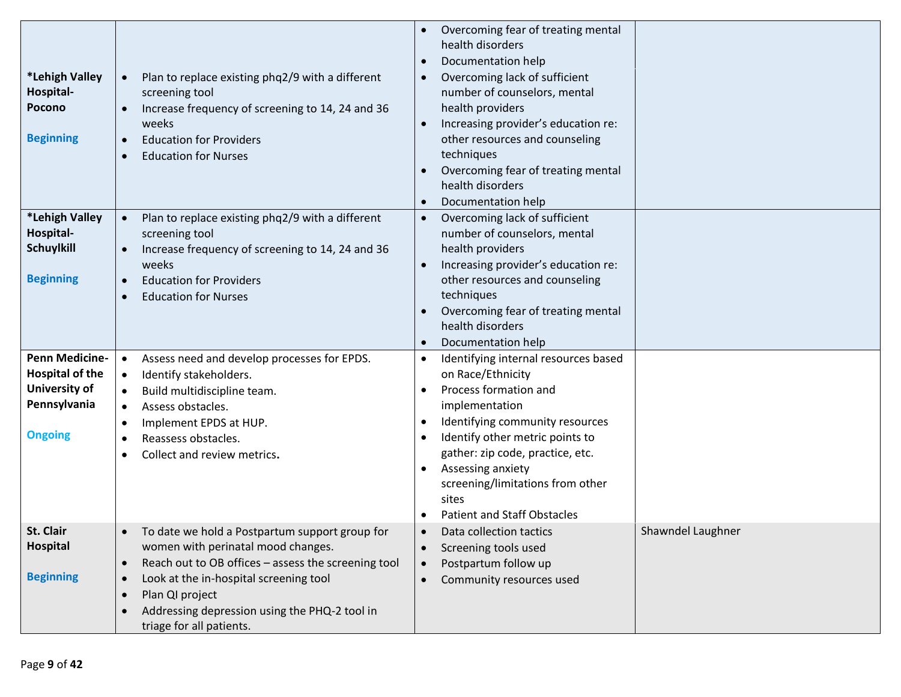| | | | |
|---|---|---|---|
| ***Lehigh Valley Hospital-Pocono**<br><br>Beginning | • Plan to replace existing phq2/9 with a different screening tool<br>• Increase frequency of screening to 14, 24 and 36 weeks<br>• Education for Providers<br>• Education for Nurses | • Overcoming fear of treating mental health disorders<br>• Documentation help<br>• Overcoming lack of sufficient number of counselors, mental health providers<br>• Increasing provider's education re: other resources and counseling techniques<br>• Overcoming fear of treating mental health disorders<br>• Documentation help | |
| ***Lehigh Valley Hospital-Schuylkill**<br><br>Beginning | • Plan to replace existing phq2/9 with a different screening tool<br>• Increase frequency of screening to 14, 24 and 36 weeks<br>• Education for Providers<br>• Education for Nurses | • Overcoming lack of sufficient number of counselors, mental health providers<br>• Increasing provider's education re: other resources and counseling techniques<br>• Overcoming fear of treating mental health disorders<br>• Documentation help | |
| **Penn Medicine-Hospital of the University of Pennsylvania**<br><br>Ongoing | • Assess need and develop processes for EPDS.<br>• Identify stakeholders.<br>• Build multidiscipline team.<br>• Assess obstacles.<br>• Implement EPDS at HUP.<br>• Reassess obstacles.<br>• Collect and review metrics**.** | • Identifying internal resources based on Race/Ethnicity<br>• Process formation and implementation<br>• Identifying community resources<br>• Identify other metric points to gather: zip code, practice, etc.<br>• Assessing anxiety screening/limitations from other sites<br>• Patient and Staff Obstacles | |
| **St. Clair Hospital**<br><br>Beginning | • To date we hold a Postpartum support group for women with perinatal mood changes.<br>• Reach out to OB offices – assess the screening tool<br>• Look at the in-hospital screening tool<br>• Plan QI project<br>• Addressing depression using the PHQ-2 tool in triage for all patients. | • Data collection tactics<br>• Screening tools used<br>• Postpartum follow up<br>• Community resources used | Shawndel Laughner |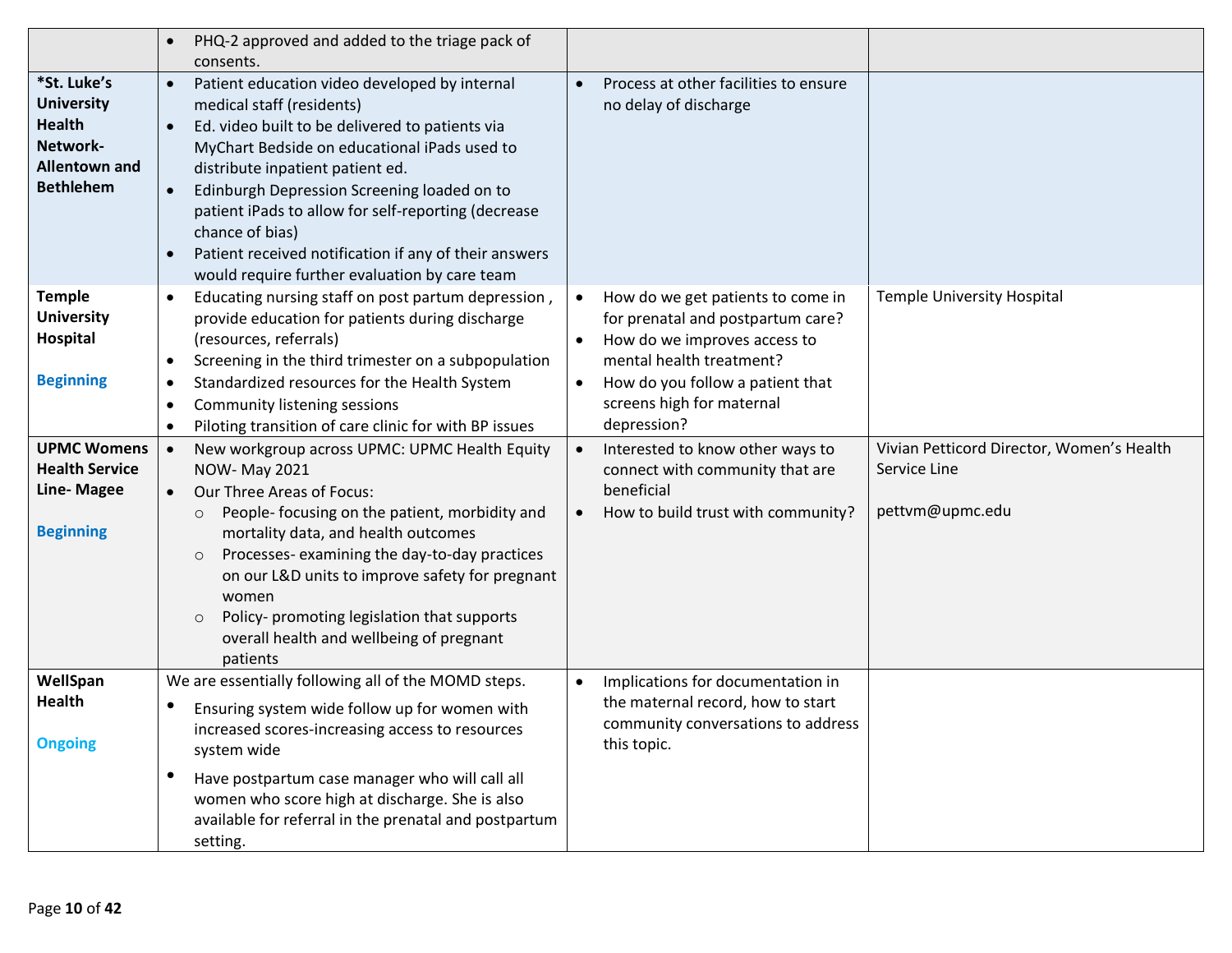| | | | |
|---|---|---|---|
| | • PHQ-2 approved and added to the triage pack of consents. | | |
| **\*St. Luke's University Health Network- Allentown and Bethlehem** | • Patient education video developed by internal medical staff (residents)<br>• Ed. video built to be delivered to patients via MyChart Bedside on educational iPads used to distribute inpatient patient ed.<br>• Edinburgh Depression Screening loaded on to patient iPads to allow for self-reporting (decrease chance of bias)<br>• Patient received notification if any of their answers would require further evaluation by care team | • Process at other facilities to ensure no delay of discharge | |
| **Temple University Hospital**<br><br>**Beginning** | • Educating nursing staff on post partum depression , provide education for patients during discharge (resources, referrals)<br>• Screening in the third trimester on a subpopulation<br>• Standardized resources for the Health System<br>• Community listening sessions<br>• Piloting transition of care clinic for with BP issues | • How do we get patients to come in for prenatal and postpartum care?<br>• How do we improves access to mental health treatment?<br>• How do you follow a patient that screens high for maternal depression? | Temple University Hospital |
| **UPMC Womens Health Service Line- Magee**<br><br>**Beginning** | • New workgroup across UPMC: UPMC Health Equity NOW- May 2021<br>• Our Three Areas of Focus:<br>  ○ People- focusing on the patient, morbidity and mortality data, and health outcomes<br>  ○ Processes- examining the day-to-day practices on our L&D units to improve safety for pregnant women<br>  ○ Policy- promoting legislation that supports overall health and wellbeing of pregnant patients | • Interested to know other ways to connect with community that are beneficial<br>• How to build trust with community? | Vivian Petticord Director, Women's Health Service Line<br><br>pettvm@upmc.edu |
| **WellSpan Health**<br><br>**Ongoing** | We are essentially following all of the MOMD steps.<br>• Ensuring system wide follow up for women with increased scores-increasing access to resources system wide<br>• Have postpartum case manager who will call all women who score high at discharge. She is also available for referral in the prenatal and postpartum setting. | • Implications for documentation in the maternal record, how to start community conversations to address this topic. | |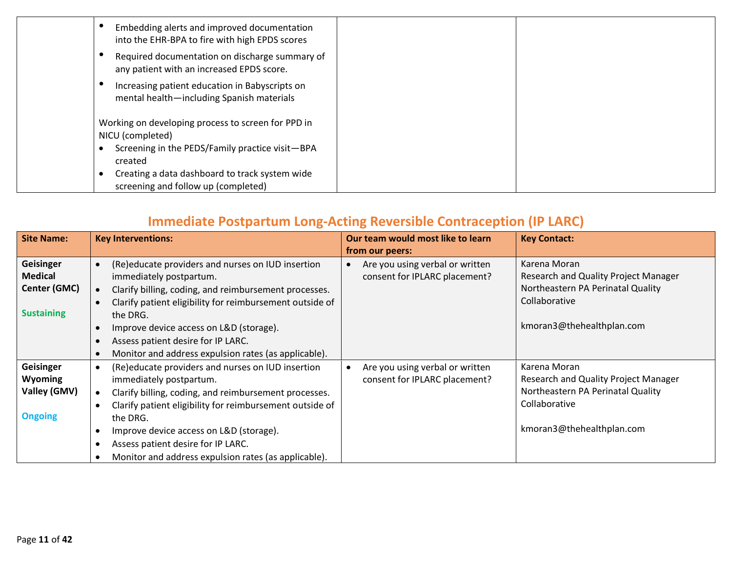| | Key Interventions | Our team would most like to learn from our peers | Key Contact |
|---|---|---|---|
| | • Embedding alerts and improved documentation into the EHR-BPA to fire with high EPDS scores<br>• Required documentation on discharge summary of any patient with an increased EPDS score.<br>• Increasing patient education in Babyscripts on mental health—including Spanish materials<br><br>Working on developing process to screen for PPD in NICU (completed)<br>• Screening in the PEDS/Family practice visit—BPA created<br>• Creating a data dashboard to track system wide screening and follow up (completed) | | |

## Immediate Postpartum Long-Acting Reversible Contraception (IP LARC)

| Site Name: | Key Interventions: | Our team would most like to learn from our peers: | Key Contact: |
|---|---|---|---|
| **Geisinger Medical Center (GMC)**<br><br>**Sustaining** | • (Re)educate providers and nurses on IUD insertion immediately postpartum.<br>• Clarify billing, coding, and reimbursement processes.<br>• Clarify patient eligibility for reimbursement outside of the DRG.<br>• Improve device access on L&D (storage).<br>• Assess patient desire for IP LARC.<br>• Monitor and address expulsion rates (as applicable). | • Are you using verbal or written consent for IPLARC placement? | Karena Moran<br>Research and Quality Project Manager<br>Northeastern PA Perinatal Quality Collaborative<br><br>kmoran3@thehealthplan.com |
| **Geisinger Wyoming Valley (GMV)**<br><br>**Ongoing** | • (Re)educate providers and nurses on IUD insertion immediately postpartum.<br>• Clarify billing, coding, and reimbursement processes.<br>• Clarify patient eligibility for reimbursement outside of the DRG.<br>• Improve device access on L&D (storage).<br>• Assess patient desire for IP LARC.<br>• Monitor and address expulsion rates (as applicable). | • Are you using verbal or written consent for IPLARC placement? | Karena Moran<br>Research and Quality Project Manager<br>Northeastern PA Perinatal Quality Collaborative<br><br>kmoran3@thehealthplan.com |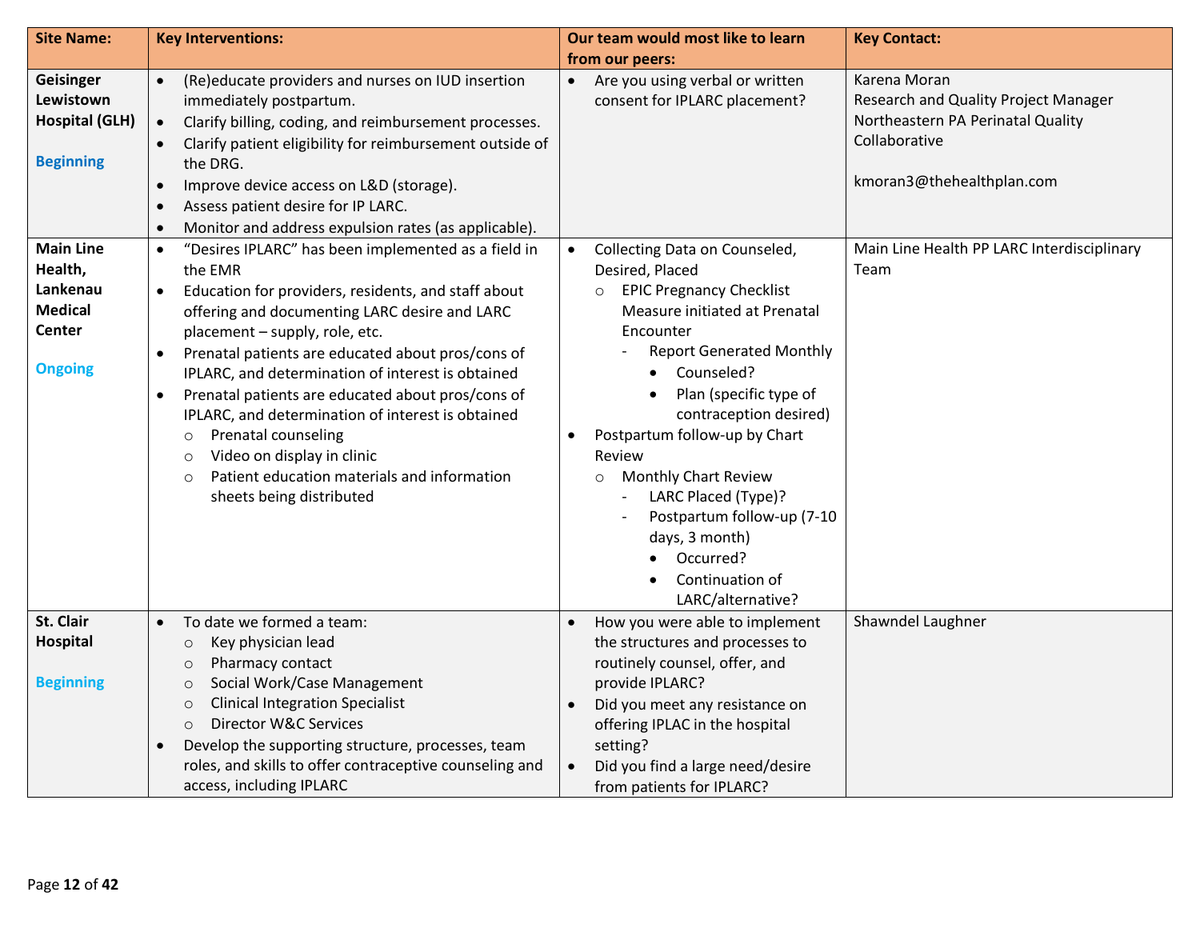| Site Name: | Key Interventions: | Our team would most like to learn from our peers: | Key Contact: |
|---|---|---|---|
| **Geisinger Lewistown Hospital (GLH)**<br><br>**Beginning** | • (Re)educate providers and nurses on IUD insertion immediately postpartum.<br>• Clarify billing, coding, and reimbursement processes.<br>• Clarify patient eligibility for reimbursement outside of the DRG.<br>• Improve device access on L&D (storage).<br>• Assess patient desire for IP LARC.<br>• Monitor and address expulsion rates (as applicable). | • Are you using verbal or written consent for IPLARC placement? | Karena Moran<br>Research and Quality Project Manager<br>Northeastern PA Perinatal Quality Collaborative<br><br>kmoran3@thehealthplan.com |
| **Main Line Health, Lankenau Medical Center**<br><br>**Ongoing** | • "Desires IPLARC" has been implemented as a field in the EMR<br>• Education for providers, residents, and staff about offering and documenting LARC desire and LARC placement – supply, role, etc.<br>• Prenatal patients are educated about pros/cons of IPLARC, and determination of interest is obtained<br>• Prenatal patients are educated about pros/cons of IPLARC, and determination of interest is obtained<br>  ○ Prenatal counseling<br>  ○ Video on display in clinic<br>  ○ Patient education materials and information sheets being distributed | • Collecting Data on Counseled, Desired, Placed<br>  ○ EPIC Pregnancy Checklist Measure initiated at Prenatal Encounter<br>    - Report Generated Monthly<br>      • Counseled?<br>      • Plan (specific type of contraception desired)<br>• Postpartum follow-up by Chart Review<br>  ○ Monthly Chart Review<br>    - LARC Placed (Type)?<br>    - Postpartum follow-up (7-10 days, 3 month)<br>      • Occurred?<br>      • Continuation of LARC/alternative? | Main Line Health PP LARC Interdisciplinary Team |
| **St. Clair Hospital**<br><br>**Beginning** | • To date we formed a team:<br>  ○ Key physician lead<br>  ○ Pharmacy contact<br>  ○ Social Work/Case Management<br>  ○ Clinical Integration Specialist<br>  ○ Director W&C Services<br>• Develop the supporting structure, processes, team roles, and skills to offer contraceptive counseling and access, including IPLARC | • How you were able to implement the structures and processes to routinely counsel, offer, and provide IPLARC?<br>• Did you meet any resistance on offering IPLAC in the hospital setting?<br>• Did you find a large need/desire from patients for IPLARC? | Shawndel Laughner |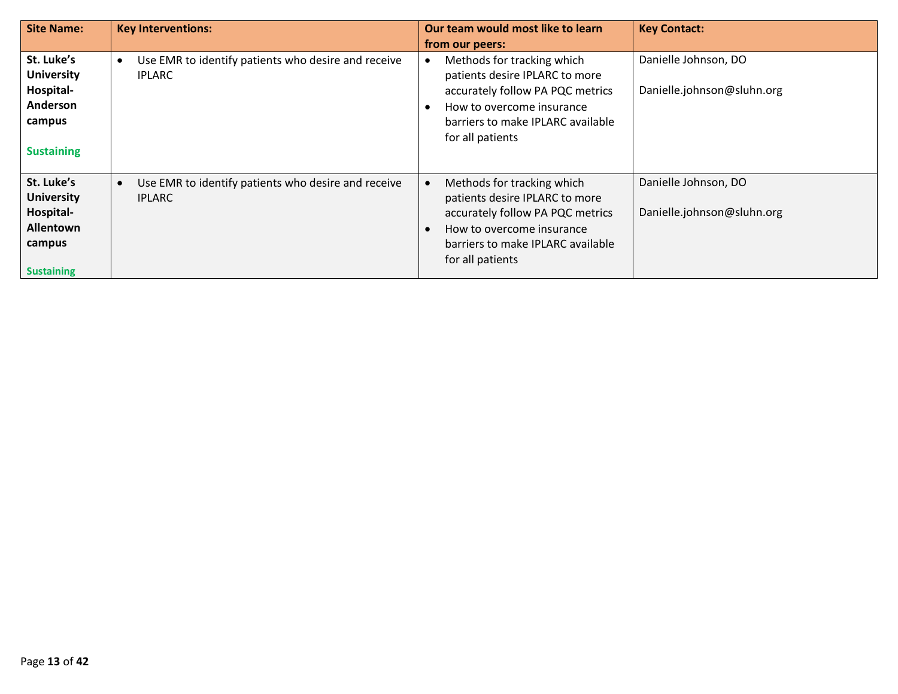| Site Name: | Key Interventions: | Our team would most like to learn from our peers: | Key Contact: |
|---|---|---|---|
| **St. Luke's University Hospital-Anderson campus**<br><br>**Sustaining** | • Use EMR to identify patients who desire and receive IPLARC | • Methods for tracking which patients desire IPLARC to more accurately follow PA PQC metrics<br>• How to overcome insurance barriers to make IPLARC available for all patients | Danielle Johnson, DO<br><br>Danielle.johnson@sluhn.org |
| **St. Luke's University Hospital-Allentown campus**<br><br>**Sustaining** | • Use EMR to identify patients who desire and receive IPLARC | • Methods for tracking which patients desire IPLARC to more accurately follow PA PQC metrics<br>• How to overcome insurance barriers to make IPLARC available for all patients | Danielle Johnson, DO<br><br>Danielle.johnson@sluhn.org |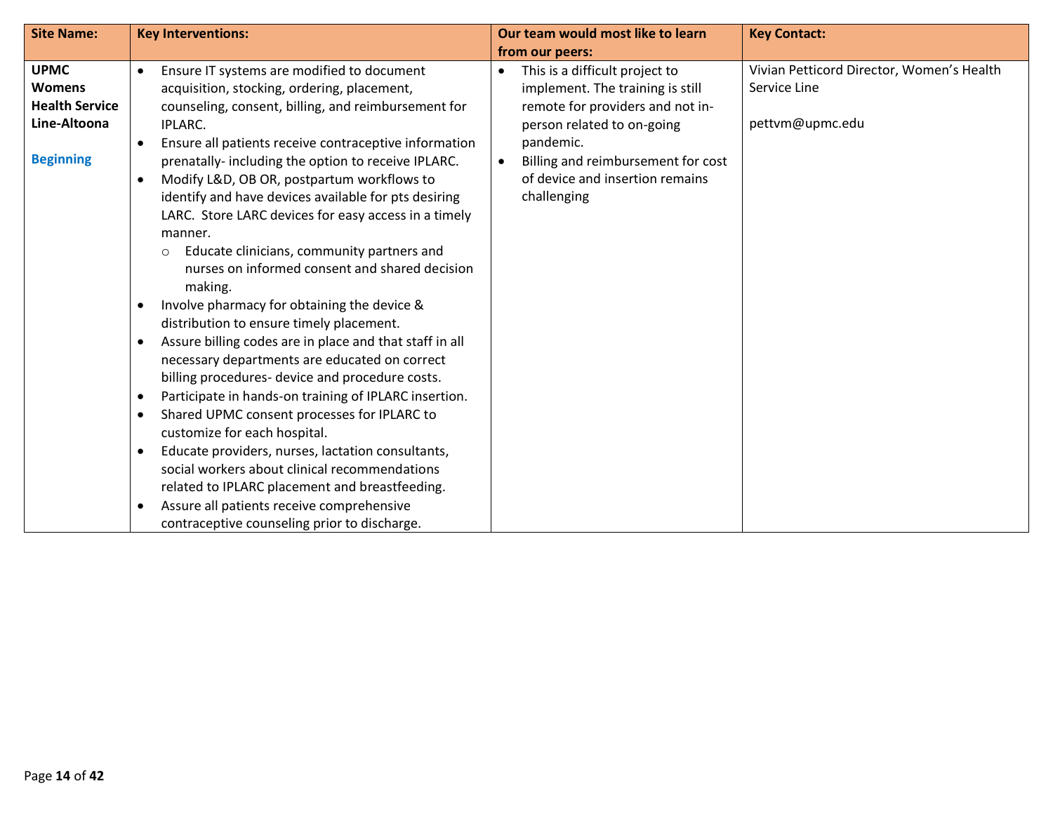| Site Name: | Key Interventions: | Our team would most like to learn from our peers: | Key Contact: |
|---|---|---|---|
| **UPMC Womens Health Service Line-Altoona**<br><br>**Beginning** | • Ensure IT systems are modified to document acquisition, stocking, ordering, placement, counseling, consent, billing, and reimbursement for IPLARC.<br>• Ensure all patients receive contraceptive information prenatally- including the option to receive IPLARC.<br>• Modify L&D, OB OR, postpartum workflows to identify and have devices available for pts desiring LARC. Store LARC devices for easy access in a timely manner.<br>  ○ Educate clinicians, community partners and nurses on informed consent and shared decision making.<br>• Involve pharmacy for obtaining the device & distribution to ensure timely placement.<br>• Assure billing codes are in place and that staff in all necessary departments are educated on correct billing procedures- device and procedure costs.<br>• Participate in hands-on training of IPLARC insertion.<br>• Shared UPMC consent processes for IPLARC to customize for each hospital.<br>• Educate providers, nurses, lactation consultants, social workers about clinical recommendations related to IPLARC placement and breastfeeding.<br>• Assure all patients receive comprehensive contraceptive counseling prior to discharge. | • This is a difficult project to implement. The training is still remote for providers and not in-person related to on-going pandemic.<br>• Billing and reimbursement for cost of device and insertion remains challenging | Vivian Petticord Director, Women's Health Service Line<br><br>pettvm@upmc.edu |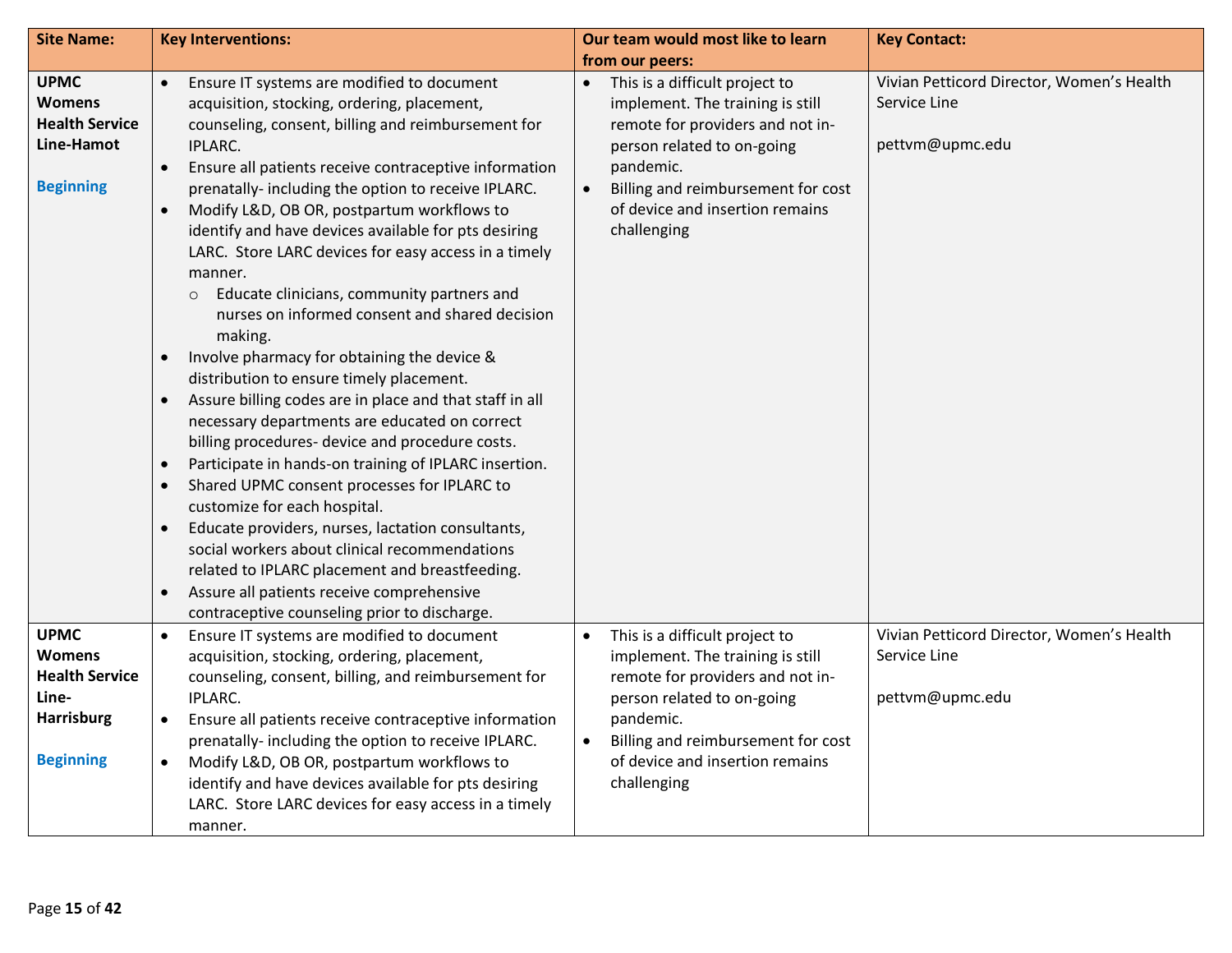| Site Name: | Key Interventions: | Our team would most like to learn from our peers: | Key Contact: |
|---|---|---|---|
| **UPMC Womens Health Service Line-Hamot**<br><br>**Beginning** | • Ensure IT systems are modified to document acquisition, stocking, ordering, placement, counseling, consent, billing and reimbursement for IPLARC.<br>• Ensure all patients receive contraceptive information prenatally- including the option to receive IPLARC.<br>• Modify L&D, OB OR, postpartum workflows to identify and have devices available for pts desiring LARC. Store LARC devices for easy access in a timely manner.<br>&nbsp;&nbsp;&nbsp;&nbsp;○ Educate clinicians, community partners and nurses on informed consent and shared decision making.<br>• Involve pharmacy for obtaining the device & distribution to ensure timely placement.<br>• Assure billing codes are in place and that staff in all necessary departments are educated on correct billing procedures- device and procedure costs.<br>• Participate in hands-on training of IPLARC insertion.<br>• Shared UPMC consent processes for IPLARC to customize for each hospital.<br>• Educate providers, nurses, lactation consultants, social workers about clinical recommendations related to IPLARC placement and breastfeeding.<br>• Assure all patients receive comprehensive contraceptive counseling prior to discharge. | • This is a difficult project to implement. The training is still remote for providers and not in-person related to on-going pandemic.<br>• Billing and reimbursement for cost of device and insertion remains challenging | Vivian Petticord Director, Women's Health Service Line<br><br>pettvm@upmc.edu |
| **UPMC Womens Health Service Line-Harrisburg**<br><br>**Beginning** | • Ensure IT systems are modified to document acquisition, stocking, ordering, placement, counseling, consent, billing, and reimbursement for IPLARC.<br>• Ensure all patients receive contraceptive information prenatally- including the option to receive IPLARC.<br>• Modify L&D, OB OR, postpartum workflows to identify and have devices available for pts desiring LARC. Store LARC devices for easy access in a timely manner. | • This is a difficult project to implement. The training is still remote for providers and not in-person related to on-going pandemic.<br>• Billing and reimbursement for cost of device and insertion remains challenging | Vivian Petticord Director, Women's Health Service Line<br><br>pettvm@upmc.edu |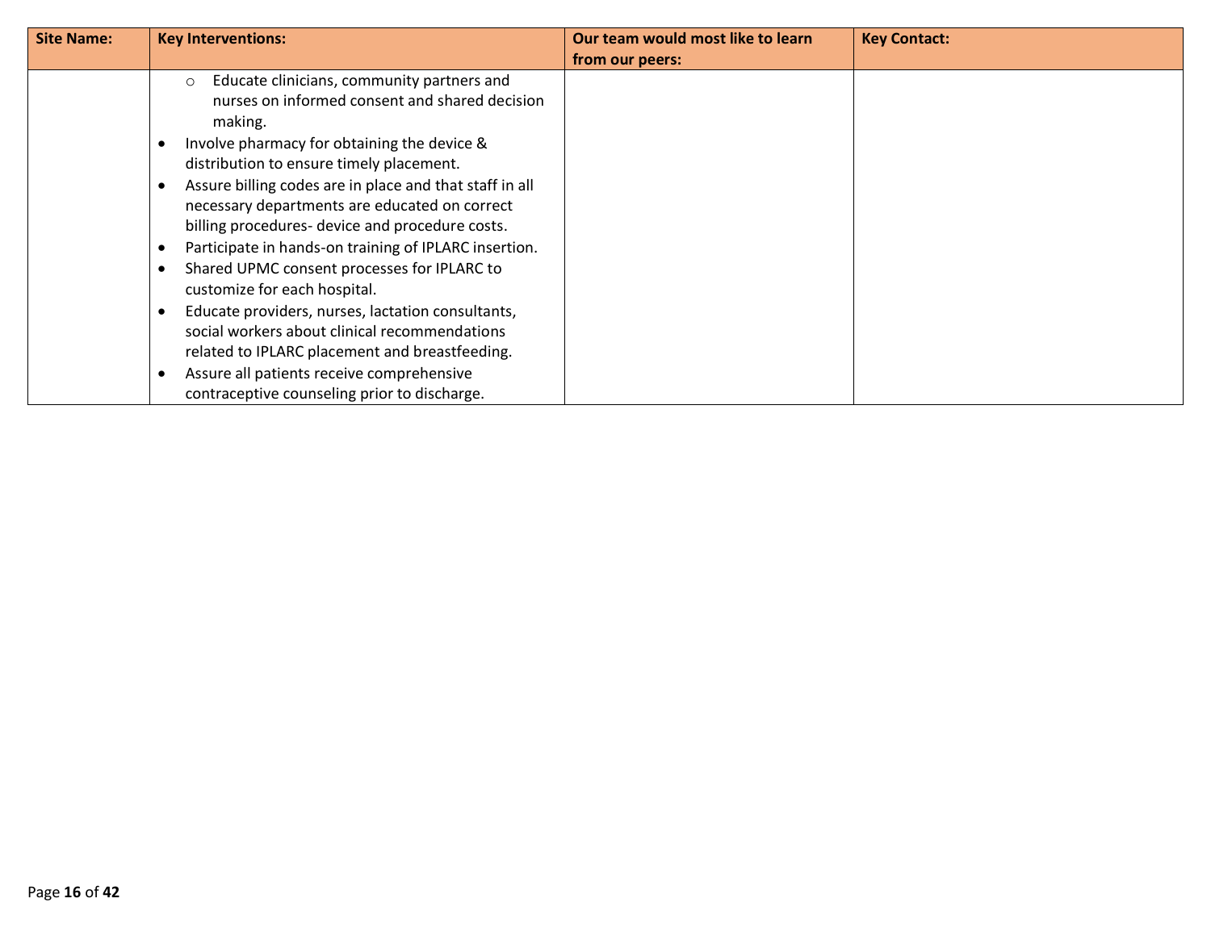| Site Name: | Key Interventions: | Our team would most like to learn from our peers: | Key Contact: |
|---|---|---|---|
| | ○ Educate clinicians, community partners and nurses on informed consent and shared decision making.<br>• Involve pharmacy for obtaining the device & distribution to ensure timely placement.<br>• Assure billing codes are in place and that staff in all necessary departments are educated on correct billing procedures- device and procedure costs.<br>• Participate in hands-on training of IPLARC insertion.<br>• Shared UPMC consent processes for IPLARC to customize for each hospital.<br>• Educate providers, nurses, lactation consultants, social workers about clinical recommendations related to IPLARC placement and breastfeeding.<br>• Assure all patients receive comprehensive contraceptive counseling prior to discharge. | | |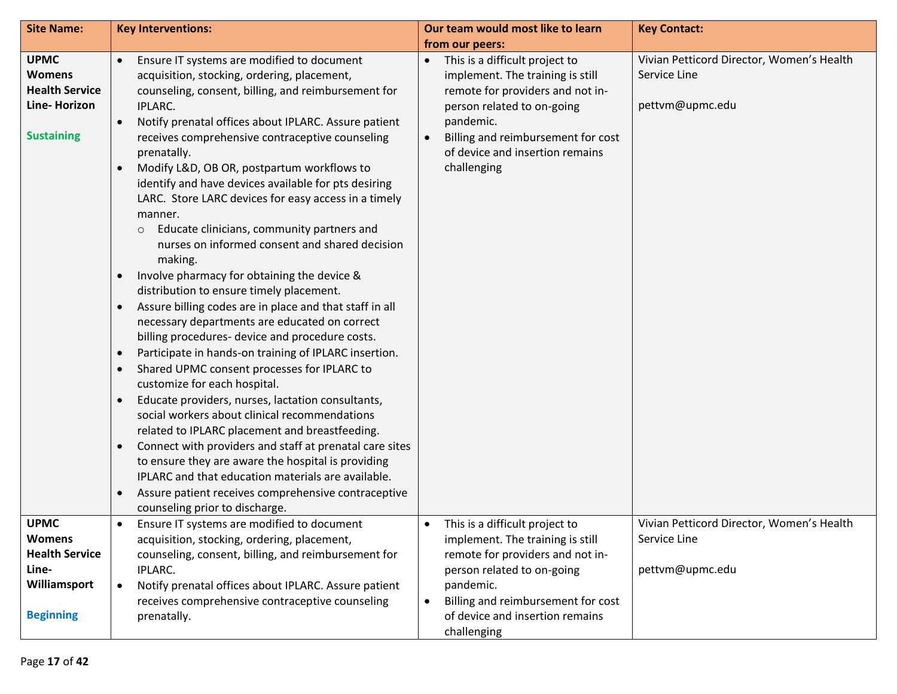| Site Name: | Key Interventions: | Our team would most like to learn from our peers: | Key Contact: |
|---|---|---|---|
| **UPMC Womens Health Service Line- Horizon**<br><br>**Sustaining** | • Ensure IT systems are modified to document acquisition, stocking, ordering, placement, counseling, consent, billing, and reimbursement for IPLARC.<br>• Notify prenatal offices about IPLARC. Assure patient receives comprehensive contraceptive counseling prenatally.<br>• Modify L&D, OB OR, postpartum workflows to identify and have devices available for pts desiring LARC. Store LARC devices for easy access in a timely manner.<br>  ○ Educate clinicians, community partners and nurses on informed consent and shared decision making.<br>• Involve pharmacy for obtaining the device & distribution to ensure timely placement.<br>• Assure billing codes are in place and that staff in all necessary departments are educated on correct billing procedures- device and procedure costs.<br>• Participate in hands-on training of IPLARC insertion.<br>• Shared UPMC consent processes for IPLARC to customize for each hospital.<br>• Educate providers, nurses, lactation consultants, social workers about clinical recommendations related to IPLARC placement and breastfeeding.<br>• Connect with providers and staff at prenatal care sites to ensure they are aware the hospital is providing IPLARC and that education materials are available.<br>• Assure patient receives comprehensive contraceptive counseling prior to discharge. | • This is a difficult project to implement. The training is still remote for providers and not in-person related to on-going pandemic.<br>• Billing and reimbursement for cost of device and insertion remains challenging | Vivian Petticord Director, Women's Health Service Line<br><br>pettvm@upmc.edu |
| **UPMC Womens Health Service Line- Williamsport**<br><br>**Beginning** | • Ensure IT systems are modified to document acquisition, stocking, ordering, placement, counseling, consent, billing, and reimbursement for IPLARC.<br>• Notify prenatal offices about IPLARC. Assure patient receives comprehensive contraceptive counseling prenatally. | • This is a difficult project to implement. The training is still remote for providers and not in-person related to on-going pandemic.<br>• Billing and reimbursement for cost of device and insertion remains challenging | Vivian Petticord Director, Women's Health Service Line<br><br>pettvm@upmc.edu |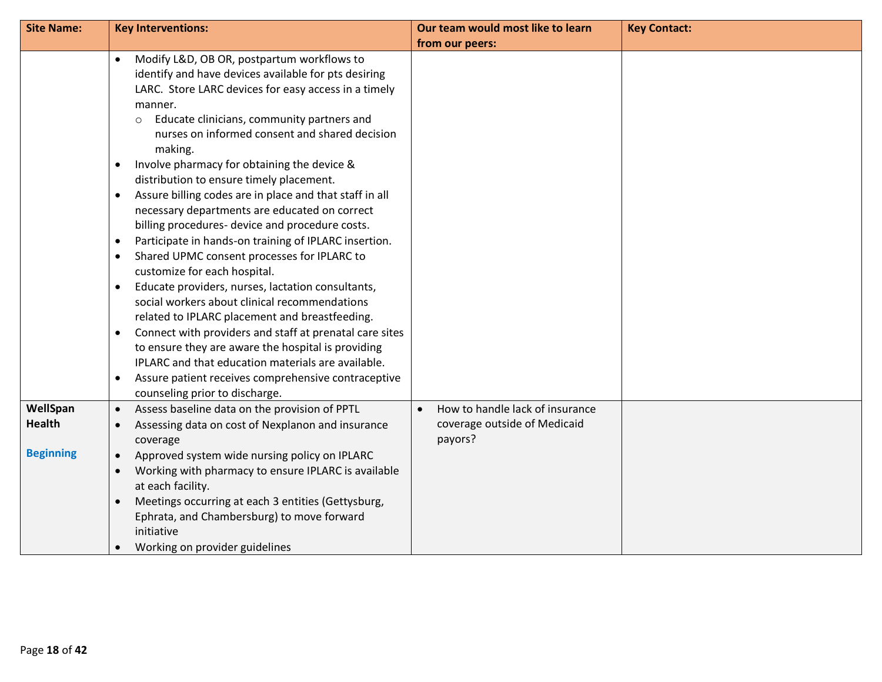| Site Name: | Key Interventions: | Our team would most like to learn from our peers: | Key Contact: |
|---|---|---|---|
| | • Modify L&D, OB OR, postpartum workflows to identify and have devices available for pts desiring LARC. Store LARC devices for easy access in a timely manner.<br>  ○ Educate clinicians, community partners and nurses on informed consent and shared decision making.<br>• Involve pharmacy for obtaining the device & distribution to ensure timely placement.<br>• Assure billing codes are in place and that staff in all necessary departments are educated on correct billing procedures- device and procedure costs.<br>• Participate in hands-on training of IPLARC insertion.<br>• Shared UPMC consent processes for IPLARC to customize for each hospital.<br>• Educate providers, nurses, lactation consultants, social workers about clinical recommendations related to IPLARC placement and breastfeeding.<br>• Connect with providers and staff at prenatal care sites to ensure they are aware the hospital is providing IPLARC and that education materials are available.<br>• Assure patient receives comprehensive contraceptive counseling prior to discharge. | | |
| **WellSpan Health**<br><br>**Beginning** | • Assess baseline data on the provision of PPTL<br>• Assessing data on cost of Nexplanon and insurance coverage<br>• Approved system wide nursing policy on IPLARC<br>• Working with pharmacy to ensure IPLARC is available at each facility.<br>• Meetings occurring at each 3 entities (Gettysburg, Ephrata, and Chambersburg) to move forward initiative<br>• Working on provider guidelines | • How to handle lack of insurance coverage outside of Medicaid payors? | |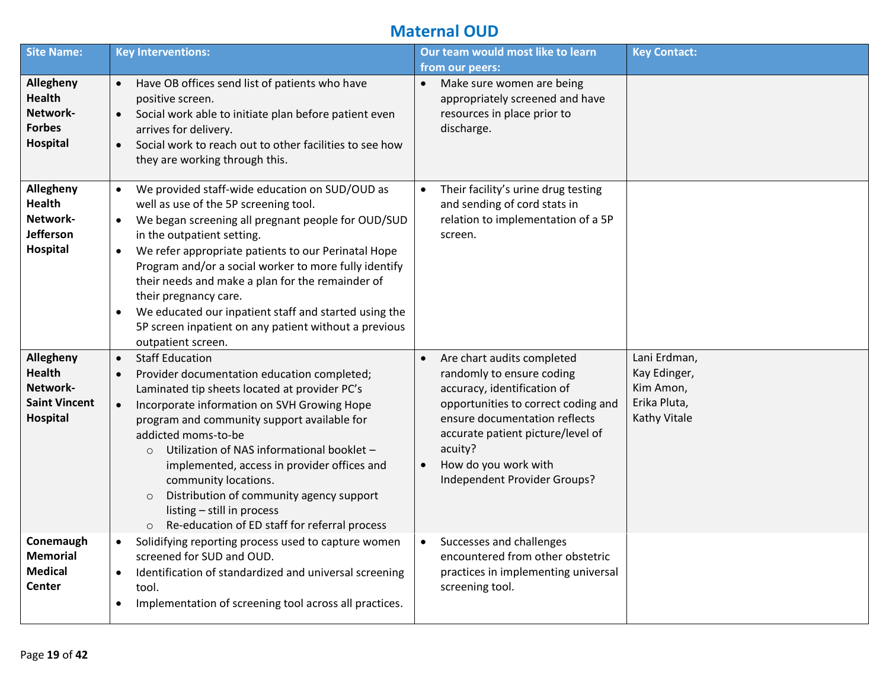# Maternal OUD

| Site Name: | Key Interventions: | Our team would most like to learn from our peers: | Key Contact: |
|---|---|---|---|
| **Allegheny Health Network- Forbes Hospital** | • Have OB offices send list of patients who have positive screen.<br>• Social work able to initiate plan before patient even arrives for delivery.<br>• Social work to reach out to other facilities to see how they are working through this. | • Make sure women are being appropriately screened and have resources in place prior to discharge. | |
| **Allegheny Health Network- Jefferson Hospital** | • We provided staff-wide education on SUD/OUD as well as use of the 5P screening tool.<br>• We began screening all pregnant people for OUD/SUD in the outpatient setting.<br>• We refer appropriate patients to our Perinatal Hope Program and/or a social worker to more fully identify their needs and make a plan for the remainder of their pregnancy care.<br>• We educated our inpatient staff and started using the 5P screen inpatient on any patient without a previous outpatient screen. | • Their facility's urine drug testing and sending of cord stats in relation to implementation of a 5P screen. | |
| **Allegheny Health Network- Saint Vincent Hospital** | • Staff Education<br>• Provider documentation education completed; Laminated tip sheets located at provider PC's<br>• Incorporate information on SVH Growing Hope program and community support available for addicted moms-to-be<br>&nbsp;&nbsp;&nbsp;&nbsp;○ Utilization of NAS informational booklet – implemented, access in provider offices and community locations.<br>&nbsp;&nbsp;&nbsp;&nbsp;○ Distribution of community agency support listing – still in process<br>&nbsp;&nbsp;&nbsp;&nbsp;○ Re-education of ED staff for referral process | • Are chart audits completed randomly to ensure coding accuracy, identification of opportunities to correct coding and ensure documentation reflects accurate patient picture/level of acuity?<br>• How do you work with Independent Provider Groups? | Lani Erdman, Kay Edinger, Kim Amon, Erika Pluta, Kathy Vitale |
| **Conemaugh Memorial Medical Center** | • Solidifying reporting process used to capture women screened for SUD and OUD.<br>• Identification of standardized and universal screening tool.<br>• Implementation of screening tool across all practices. | • Successes and challenges encountered from other obstetric practices in implementing universal screening tool. | |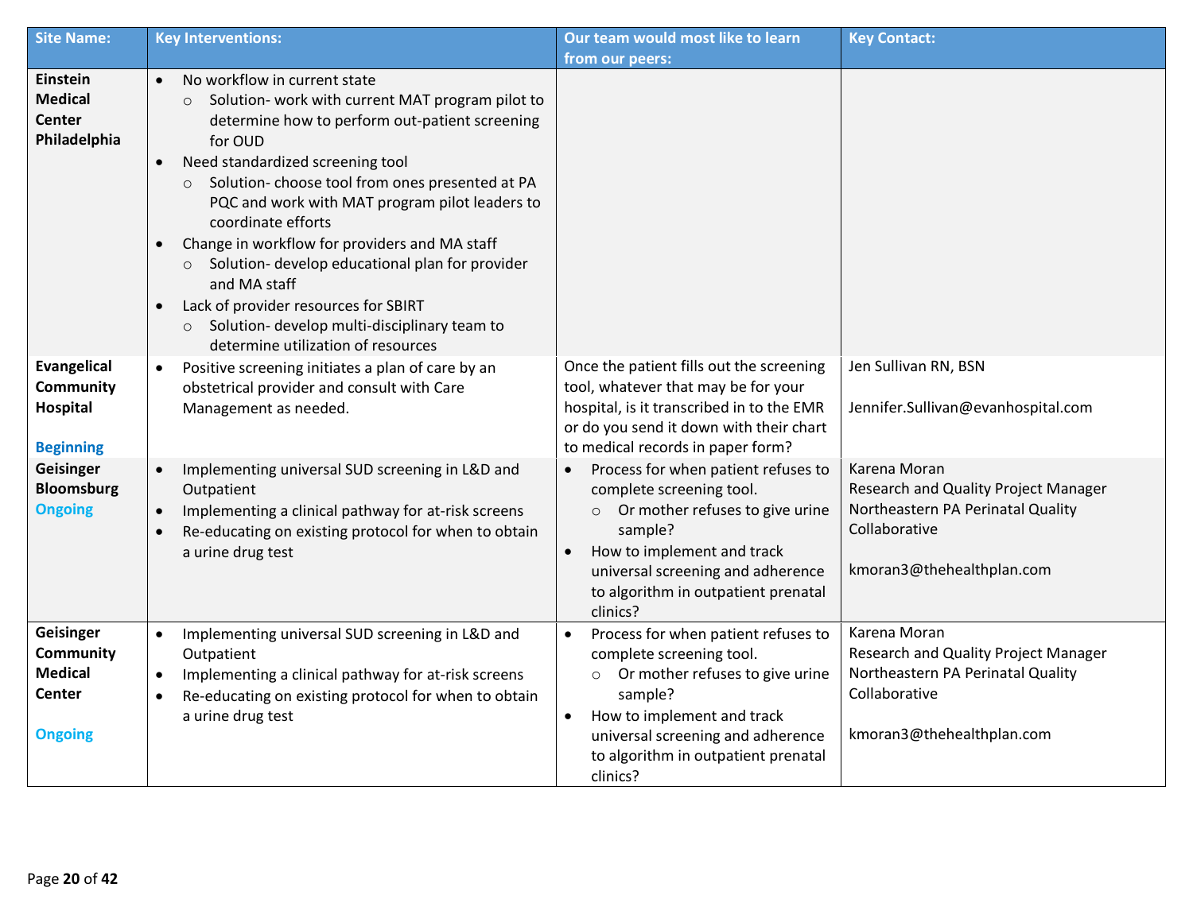| Site Name: | Key Interventions: | Our team would most like to learn from our peers: | Key Contact: |
|---|---|---|---|
| **Einstein Medical Center Philadelphia** | • No workflow in current state<br>  ○ Solution- work with current MAT program pilot to determine how to perform out-patient screening for OUD<br>• Need standardized screening tool<br>  ○ Solution- choose tool from ones presented at PA PQC and work with MAT program pilot leaders to coordinate efforts<br>• Change in workflow for providers and MA staff<br>  ○ Solution- develop educational plan for provider and MA staff<br>• Lack of provider resources for SBIRT<br>  ○ Solution- develop multi-disciplinary team to determine utilization of resources | | |
| **Evangelical Community Hospital**<br><br>**Beginning** | • Positive screening initiates a plan of care by an obstetrical provider and consult with Care Management as needed. | Once the patient fills out the screening tool, whatever that may be for your hospital, is it transcribed in to the EMR or do you send it down with their chart to medical records in paper form? | Jen Sullivan RN, BSN<br><br>Jennifer.Sullivan@evanhospital.com |
| **Geisinger Bloomsburg**<br>**Ongoing** | • Implementing universal SUD screening in L&D and Outpatient<br>• Implementing a clinical pathway for at-risk screens<br>• Re-educating on existing protocol for when to obtain a urine drug test | • Process for when patient refuses to complete screening tool.<br>  ○ Or mother refuses to give urine sample?<br>• How to implement and track universal screening and adherence to algorithm in outpatient prenatal clinics? | Karena Moran<br>Research and Quality Project Manager<br>Northeastern PA Perinatal Quality Collaborative<br><br>kmoran3@thehealthplan.com |
| **Geisinger Community Medical Center**<br><br>**Ongoing** | • Implementing universal SUD screening in L&D and Outpatient<br>• Implementing a clinical pathway for at-risk screens<br>• Re-educating on existing protocol for when to obtain a urine drug test | • Process for when patient refuses to complete screening tool.<br>  ○ Or mother refuses to give urine sample?<br>• How to implement and track universal screening and adherence to algorithm in outpatient prenatal clinics? | Karena Moran<br>Research and Quality Project Manager<br>Northeastern PA Perinatal Quality Collaborative<br><br>kmoran3@thehealthplan.com |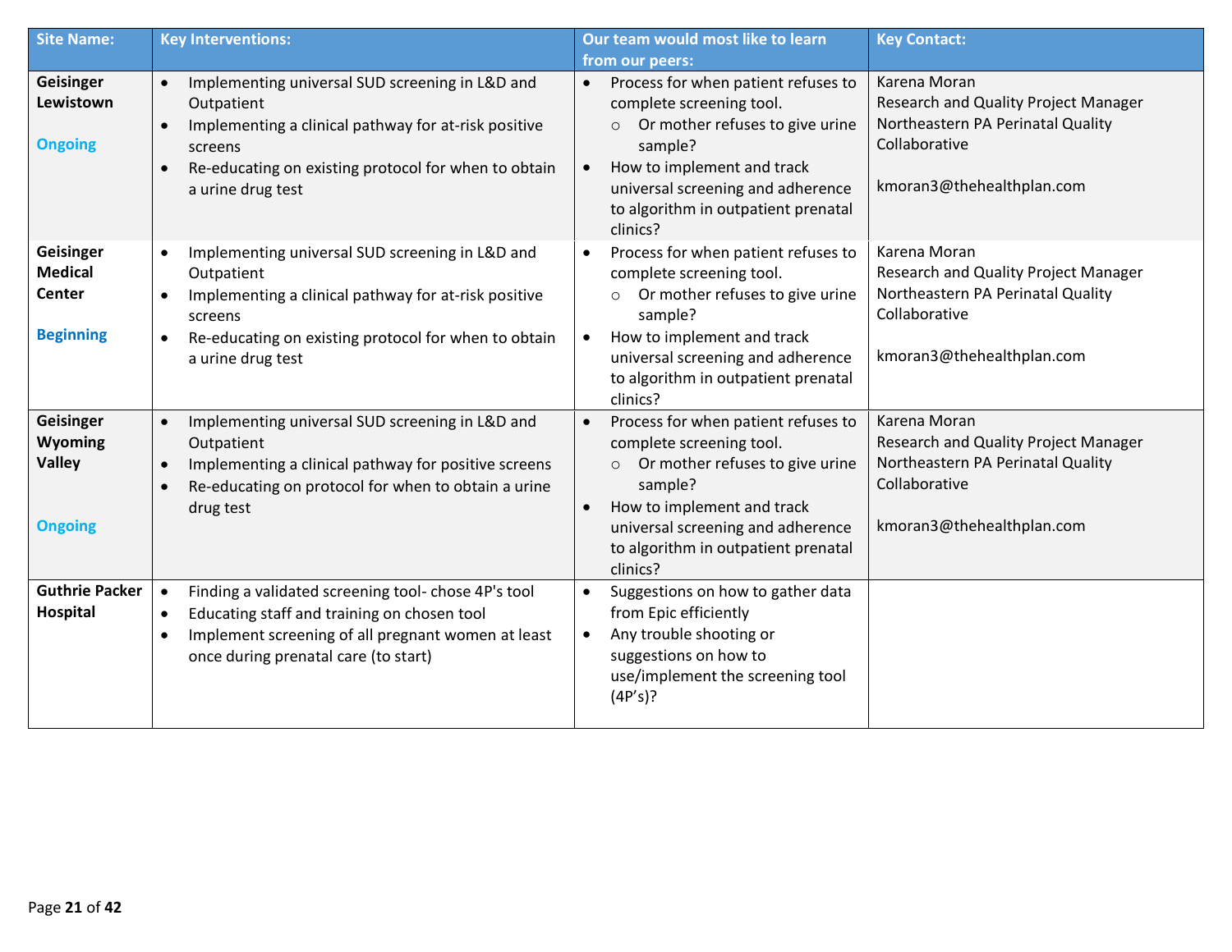| Site Name: | Key Interventions: | Our team would most like to learn from our peers: | Key Contact: |
|---|---|---|---|
| **Geisinger Lewistown**<br><br>**Ongoing** | • Implementing universal SUD screening in L&D and Outpatient<br>• Implementing a clinical pathway for at-risk positive screens<br>• Re-educating on existing protocol for when to obtain a urine drug test | • Process for when patient refuses to complete screening tool.<br>  ○ Or mother refuses to give urine sample?<br>• How to implement and track universal screening and adherence to algorithm in outpatient prenatal clinics? | Karena Moran<br>Research and Quality Project Manager<br>Northeastern PA Perinatal Quality Collaborative<br><br>kmoran3@thehealthplan.com |
| **Geisinger Medical Center**<br><br>**Beginning** | • Implementing universal SUD screening in L&D and Outpatient<br>• Implementing a clinical pathway for at-risk positive screens<br>• Re-educating on existing protocol for when to obtain a urine drug test | • Process for when patient refuses to complete screening tool.<br>  ○ Or mother refuses to give urine sample?<br>• How to implement and track universal screening and adherence to algorithm in outpatient prenatal clinics? | Karena Moran<br>Research and Quality Project Manager<br>Northeastern PA Perinatal Quality Collaborative<br><br>kmoran3@thehealthplan.com |
| **Geisinger Wyoming Valley**<br><br>**Ongoing** | • Implementing universal SUD screening in L&D and Outpatient<br>• Implementing a clinical pathway for positive screens<br>• Re-educating on protocol for when to obtain a urine drug test | • Process for when patient refuses to complete screening tool.<br>  ○ Or mother refuses to give urine sample?<br>• How to implement and track universal screening and adherence to algorithm in outpatient prenatal clinics? | Karena Moran<br>Research and Quality Project Manager<br>Northeastern PA Perinatal Quality Collaborative<br><br>kmoran3@thehealthplan.com |
| **Guthrie Packer Hospital** | • Finding a validated screening tool- chose 4P's tool<br>• Educating staff and training on chosen tool<br>• Implement screening of all pregnant women at least once during prenatal care (to start) | • Suggestions on how to gather data from Epic efficiently<br>• Any trouble shooting or suggestions on how to use/implement the screening tool (4P's)? | |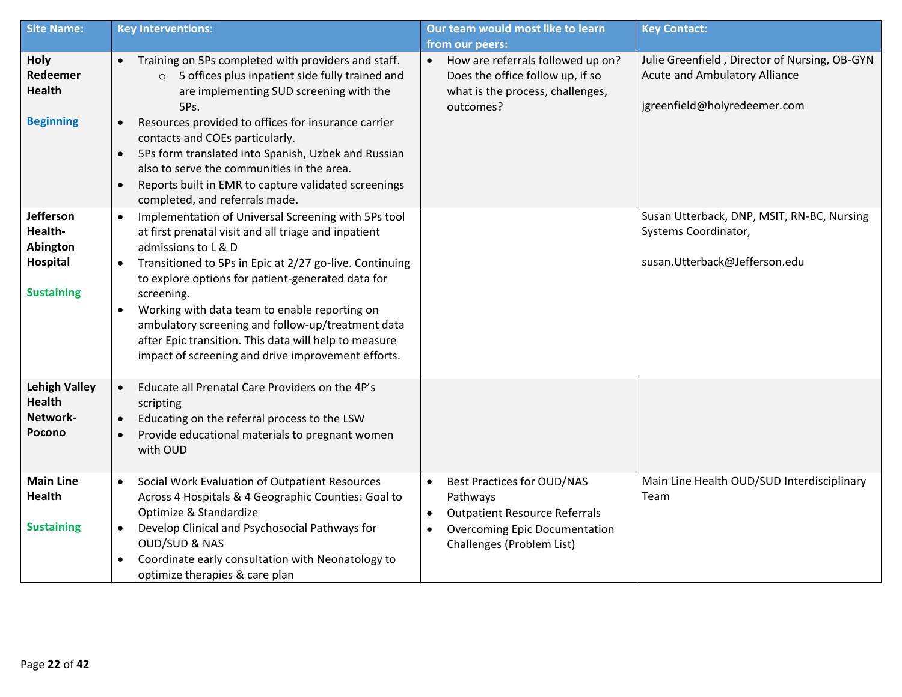| Site Name: | Key Interventions: | Our team would most like to learn from our peers: | Key Contact: |
|---|---|---|---|
| **Holy Redeemer Health**<br><br>Beginning | • Training on 5Ps completed with providers and staff.<br>&nbsp;&nbsp;&nbsp;&nbsp;○ 5 offices plus inpatient side fully trained and are implementing SUD screening with the 5Ps.<br>• Resources provided to offices for insurance carrier contacts and COEs particularly.<br>• 5Ps form translated into Spanish, Uzbek and Russian also to serve the communities in the area.<br>• Reports built in EMR to capture validated screenings completed, and referrals made. | • How are referrals followed up on? Does the office follow up, if so what is the process, challenges, outcomes? | Julie Greenfield , Director of Nursing, OB-GYN Acute and Ambulatory Alliance<br><br>jgreenfield@holyredeemer.com |
| **Jefferson Health-Abington Hospital**<br><br>Sustaining | • Implementation of Universal Screening with 5Ps tool at first prenatal visit and all triage and inpatient admissions to L & D<br>• Transitioned to 5Ps in Epic at 2/27 go-live. Continuing to explore options for patient-generated data for screening.<br>• Working with data team to enable reporting on ambulatory screening and follow-up/treatment data after Epic transition. This data will help to measure impact of screening and drive improvement efforts. | | Susan Utterback, DNP, MSIT, RN-BC, Nursing Systems Coordinator,<br><br>susan.Utterback@Jefferson.edu |
| **Lehigh Valley Health Network-Pocono** | • Educate all Prenatal Care Providers on the 4P's scripting<br>• Educating on the referral process to the LSW<br>• Provide educational materials to pregnant women with OUD | | |
| **Main Line Health**<br><br>Sustaining | • Social Work Evaluation of Outpatient Resources Across 4 Hospitals & 4 Geographic Counties: Goal to Optimize & Standardize<br>• Develop Clinical and Psychosocial Pathways for OUD/SUD & NAS<br>• Coordinate early consultation with Neonatology to optimize therapies & care plan | • Best Practices for OUD/NAS Pathways<br>• Outpatient Resource Referrals<br>• Overcoming Epic Documentation Challenges (Problem List) | Main Line Health OUD/SUD Interdisciplinary Team |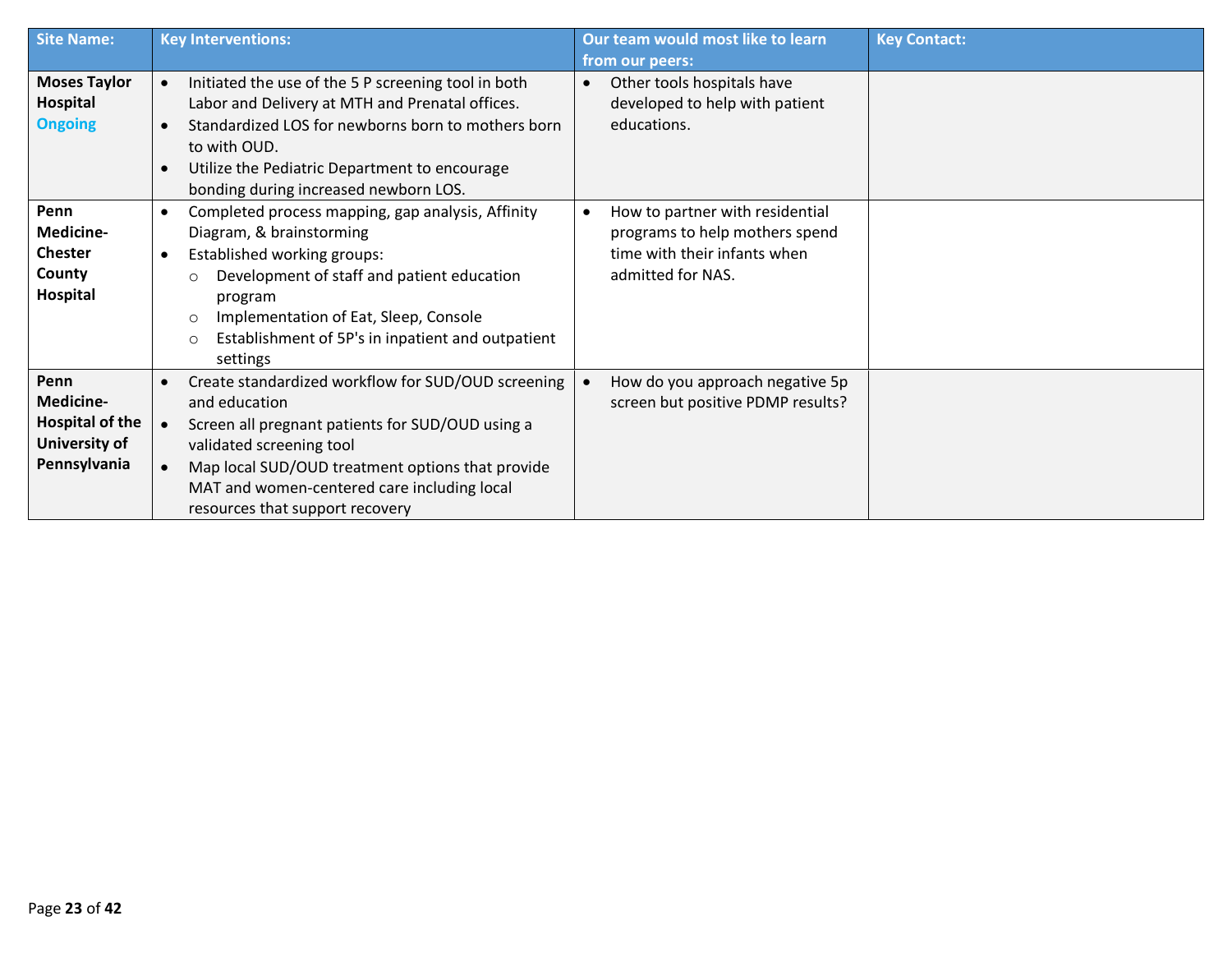| Site Name: | Key Interventions: | Our team would most like to learn from our peers: | Key Contact: |
|---|---|---|---|
| **Moses Taylor Hospital** **Ongoing** | • Initiated the use of the 5 P screening tool in both Labor and Delivery at MTH and Prenatal offices.<br>• Standardized LOS for newborns born to mothers born to with OUD.<br>• Utilize the Pediatric Department to encourage bonding during increased newborn LOS. | • Other tools hospitals have developed to help with patient educations. | |
| **Penn Medicine-Chester County Hospital** | • Completed process mapping, gap analysis, Affinity Diagram, & brainstorming<br>• Established working groups:<br>&nbsp;&nbsp;○ Development of staff and patient education program<br>&nbsp;&nbsp;○ Implementation of Eat, Sleep, Console<br>&nbsp;&nbsp;○ Establishment of 5P's in inpatient and outpatient settings | • How to partner with residential programs to help mothers spend time with their infants when admitted for NAS. | |
| **Penn Medicine-Hospital of the University of Pennsylvania** | • Create standardized workflow for SUD/OUD screening and education<br>• Screen all pregnant patients for SUD/OUD using a validated screening tool<br>• Map local SUD/OUD treatment options that provide MAT and women-centered care including local resources that support recovery | • How do you approach negative 5p screen but positive PDMP results? | |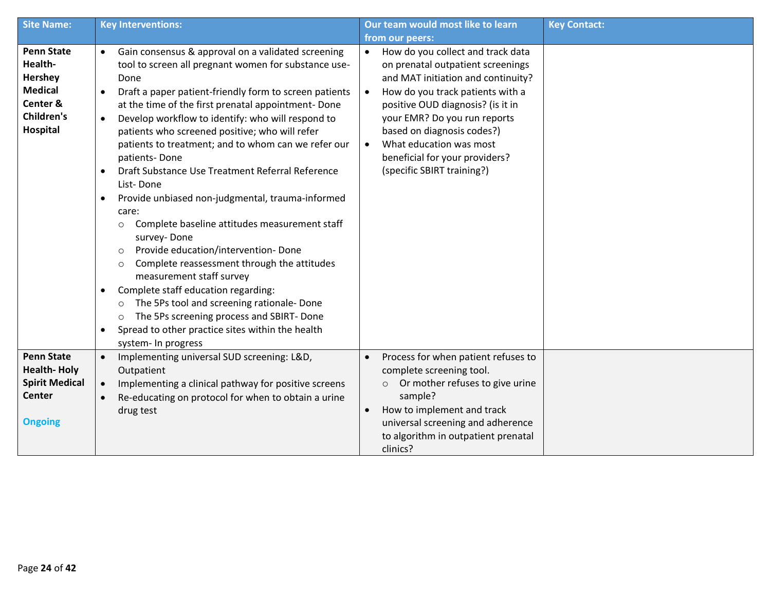| Site Name: | Key Interventions: | Our team would most like to learn from our peers: | Key Contact: |
|---|---|---|---|
| **Penn State Health- Hershey Medical Center & Children's Hospital** | • Gain consensus & approval on a validated screening tool to screen all pregnant women for substance use- Done<br>• Draft a paper patient-friendly form to screen patients at the time of the first prenatal appointment- Done<br>• Develop workflow to identify: who will respond to patients who screened positive; who will refer patients to treatment; and to whom can we refer our patients- Done<br>• Draft Substance Use Treatment Referral Reference List- Done<br>• Provide unbiased non-judgmental, trauma-informed care:<br>○ Complete baseline attitudes measurement staff survey- Done<br>○ Provide education/intervention- Done<br>○ Complete reassessment through the attitudes measurement staff survey<br>• Complete staff education regarding:<br>○ The 5Ps tool and screening rationale- Done<br>○ The 5Ps screening process and SBIRT- Done<br>• Spread to other practice sites within the health system- In progress | • How do you collect and track data on prenatal outpatient screenings and MAT initiation and continuity?<br>• How do you track patients with a positive OUD diagnosis? (is it in your EMR? Do you run reports based on diagnosis codes?)<br>• What education was most beneficial for your providers? (specific SBIRT training?) | |
| **Penn State Health- Holy Spirit Medical Center**<br><br>Ongoing | • Implementing universal SUD screening: L&D, Outpatient<br>• Implementing a clinical pathway for positive screens<br>• Re-educating on protocol for when to obtain a urine drug test | • Process for when patient refuses to complete screening tool.<br>○ Or mother refuses to give urine sample?<br>• How to implement and track universal screening and adherence to algorithm in outpatient prenatal clinics? | |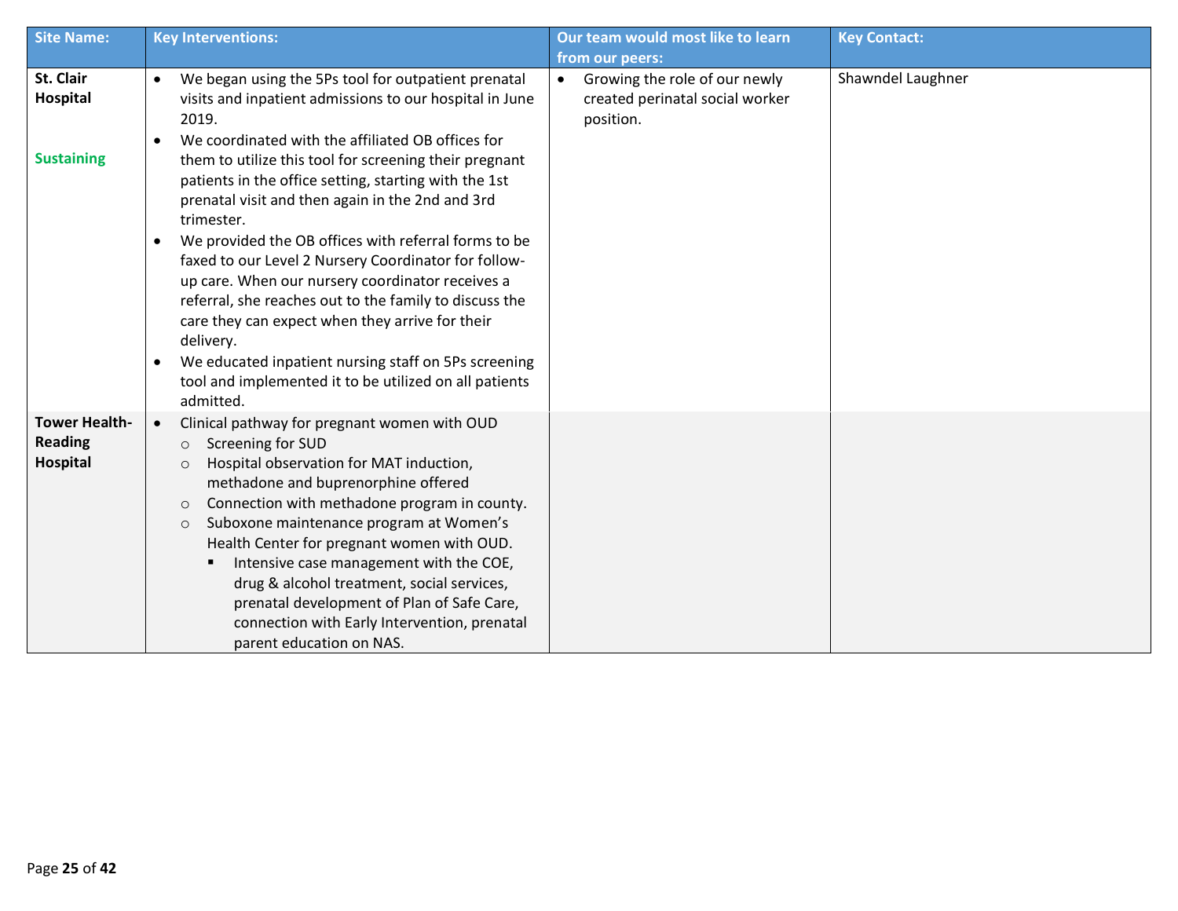| Site Name: | Key Interventions: | Our team would most like to learn from our peers: | Key Contact: |
|---|---|---|---|
| **St. Clair Hospital**<br><br>**Sustaining** | • We began using the 5Ps tool for outpatient prenatal visits and inpatient admissions to our hospital in June 2019.<br>• We coordinated with the affiliated OB offices for them to utilize this tool for screening their pregnant patients in the office setting, starting with the 1st prenatal visit and then again in the 2nd and 3rd trimester.<br>• We provided the OB offices with referral forms to be faxed to our Level 2 Nursery Coordinator for follow-up care. When our nursery coordinator receives a referral, she reaches out to the family to discuss the care they can expect when they arrive for their delivery.<br>• We educated inpatient nursing staff on 5Ps screening tool and implemented it to be utilized on all patients admitted. | • Growing the role of our newly created perinatal social worker position. | Shawndel Laughner |
| **Tower Health-Reading Hospital** | • Clinical pathway for pregnant women with OUD<br>&nbsp;&nbsp;○ Screening for SUD<br>&nbsp;&nbsp;○ Hospital observation for MAT induction, methadone and buprenorphine offered<br>&nbsp;&nbsp;○ Connection with methadone program in county.<br>&nbsp;&nbsp;○ Suboxone maintenance program at Women's Health Center for pregnant women with OUD.<br>&nbsp;&nbsp;&nbsp;&nbsp;▪ Intensive case management with the COE, drug & alcohol treatment, social services, prenatal development of Plan of Safe Care, connection with Early Intervention, prenatal parent education on NAS. | | |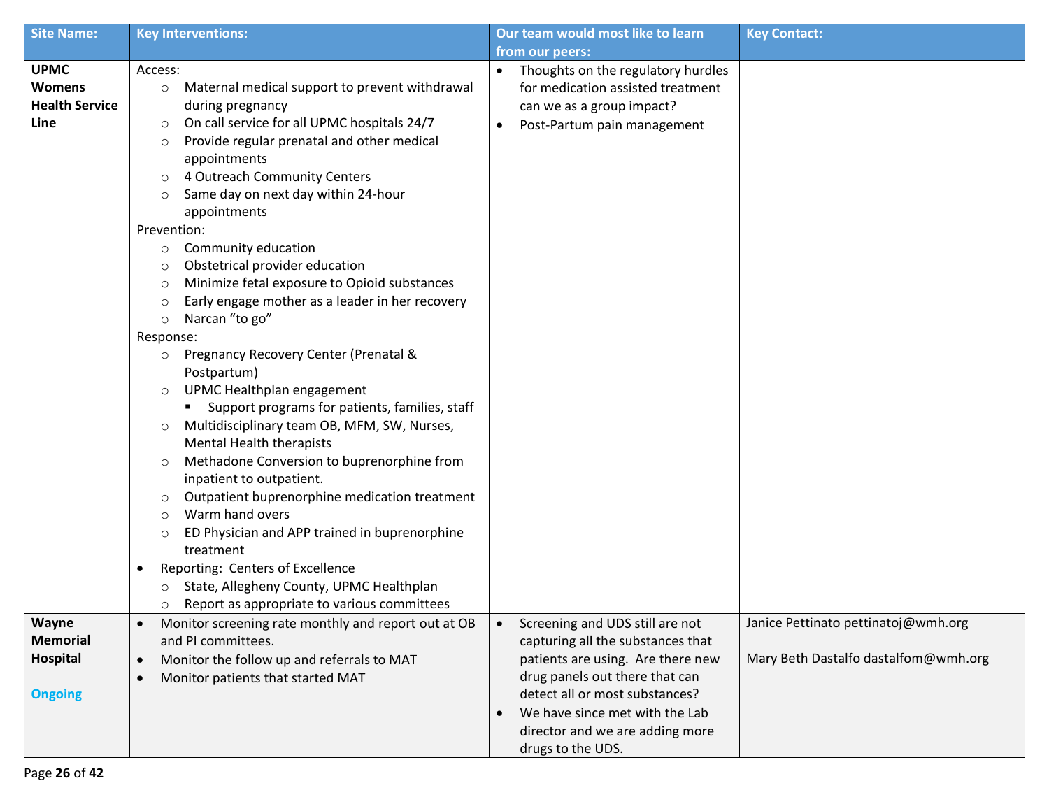| Site Name: | Key Interventions: | Our team would most like to learn from our peers: | Key Contact: |
|---|---|---|---|
| **UPMC Womens Health Service Line** | Access:<br>○ Maternal medical support to prevent withdrawal during pregnancy<br>○ On call service for all UPMC hospitals 24/7<br>○ Provide regular prenatal and other medical appointments<br>○ 4 Outreach Community Centers<br>○ Same day on next day within 24-hour appointments<br>Prevention:<br>○ Community education<br>○ Obstetrical provider education<br>○ Minimize fetal exposure to Opioid substances<br>○ Early engage mother as a leader in her recovery<br>○ Narcan "to go"<br>Response:<br>○ Pregnancy Recovery Center (Prenatal & Postpartum)<br>○ UPMC Healthplan engagement<br>▪ Support programs for patients, families, staff<br>○ Multidisciplinary team OB, MFM, SW, Nurses, Mental Health therapists<br>○ Methadone Conversion to buprenorphine from inpatient to outpatient.<br>○ Outpatient buprenorphine medication treatment<br>○ Warm hand overs<br>○ ED Physician and APP trained in buprenorphine treatment<br>• Reporting: Centers of Excellence<br>○ State, Allegheny County, UPMC Healthplan<br>○ Report as appropriate to various committees | • Thoughts on the regulatory hurdles for medication assisted treatment can we as a group impact?<br>• Post-Partum pain management | |
| **Wayne Memorial Hospital**<br><br>Ongoing | • Monitor screening rate monthly and report out at OB and PI committees.<br>• Monitor the follow up and referrals to MAT<br>• Monitor patients that started MAT | • Screening and UDS still are not capturing all the substances that patients are using. Are there new drug panels out there that can detect all or most substances?<br>• We have since met with the Lab director and we are adding more drugs to the UDS. | Janice Pettinato pettinatoj@wmh.org<br><br>Mary Beth Dastalfo dastalfom@wmh.org |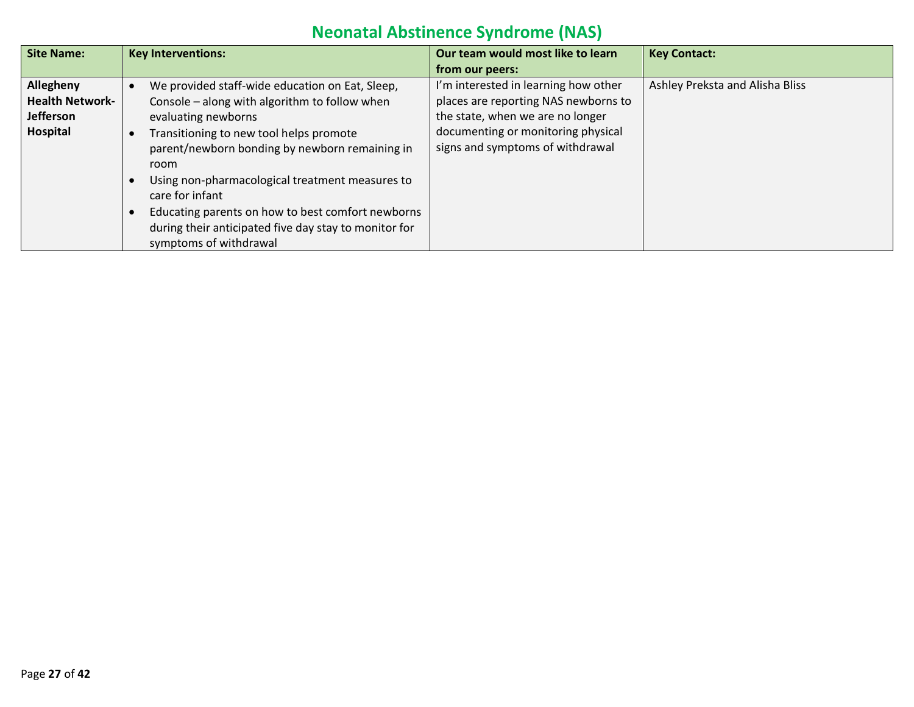# Neonatal Abstinence Syndrome (NAS)

| Site Name: | Key Interventions: | Our team would most like to learn from our peers: | Key Contact: |
|---|---|---|---|
| **Allegheny Health Network-Jefferson Hospital** | • We provided staff-wide education on Eat, Sleep, Console – along with algorithm to follow when evaluating newborns<br>• Transitioning to new tool helps promote parent/newborn bonding by newborn remaining in room<br>• Using non-pharmacological treatment measures to care for infant<br>• Educating parents on how to best comfort newborns during their anticipated five day stay to monitor for symptoms of withdrawal | I'm interested in learning how other places are reporting NAS newborns to the state, when we are no longer documenting or monitoring physical signs and symptoms of withdrawal | Ashley Preksta and Alisha Bliss |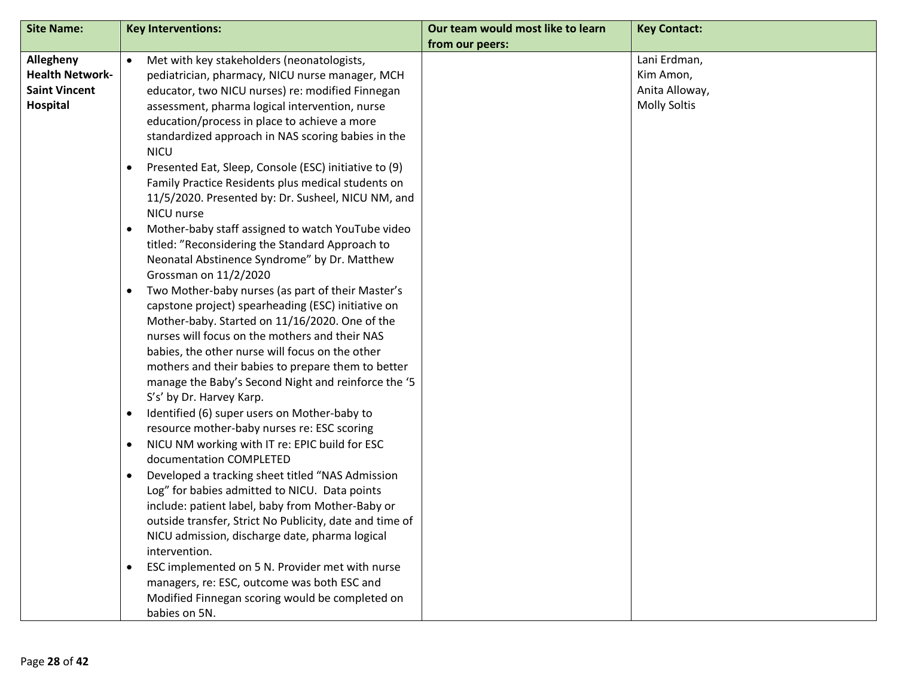| Site Name: | Key Interventions: | Our team would most like to learn from our peers: | Key Contact: |
|---|---|---|---|
| **Allegheny Health Network-Saint Vincent Hospital** | • Met with key stakeholders (neonatologists, pediatrician, pharmacy, NICU nurse manager, MCH educator, two NICU nurses) re: modified Finnegan assessment, pharma logical intervention, nurse education/process in place to achieve a more standardized approach in NAS scoring babies in the NICU<br>• Presented Eat, Sleep, Console (ESC) initiative to (9) Family Practice Residents plus medical students on 11/5/2020. Presented by: Dr. Susheel, NICU NM, and NICU nurse<br>• Mother-baby staff assigned to watch YouTube video titled: "Reconsidering the Standard Approach to Neonatal Abstinence Syndrome" by Dr. Matthew Grossman on 11/2/2020<br>• Two Mother-baby nurses (as part of their Master's capstone project) spearheading (ESC) initiative on Mother-baby. Started on 11/16/2020. One of the nurses will focus on the mothers and their NAS babies, the other nurse will focus on the other mothers and their babies to prepare them to better manage the Baby's Second Night and reinforce the '5 S's' by Dr. Harvey Karp.<br>• Identified (6) super users on Mother-baby to resource mother-baby nurses re: ESC scoring<br>• NICU NM working with IT re: EPIC build for ESC documentation COMPLETED<br>• Developed a tracking sheet titled "NAS Admission Log" for babies admitted to NICU. Data points include: patient label, baby from Mother-Baby or outside transfer, Strict No Publicity, date and time of NICU admission, discharge date, pharma logical intervention.<br>• ESC implemented on 5 N. Provider met with nurse managers, re: ESC, outcome was both ESC and Modified Finnegan scoring would be completed on babies on 5N. | | Lani Erdman,<br>Kim Amon,<br>Anita Alloway,<br>Molly Soltis |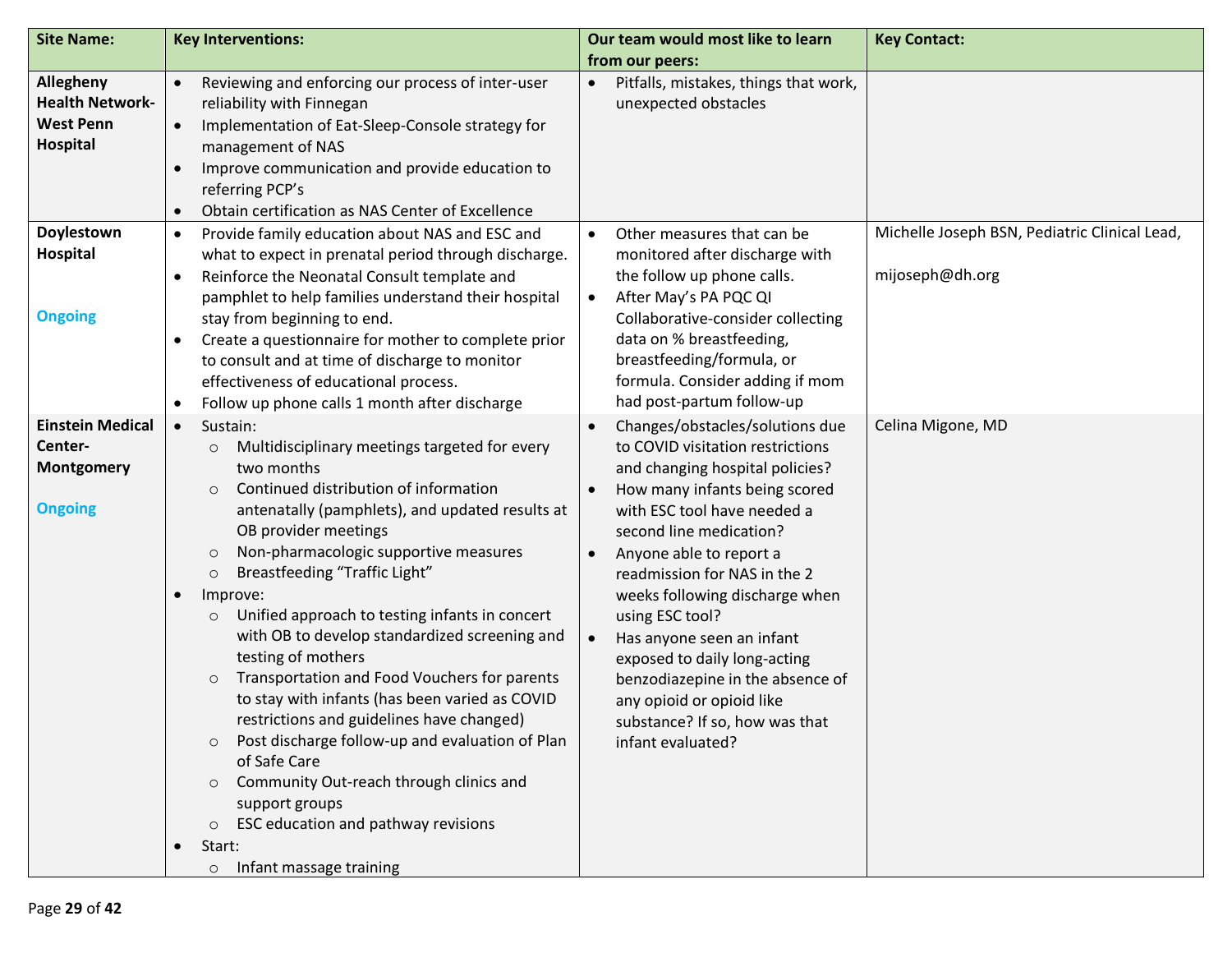| Site Name: | Key Interventions: | Our team would most like to learn from our peers: | Key Contact: |
|---|---|---|---|
| **Allegheny Health Network-West Penn Hospital** | • Reviewing and enforcing our process of inter-user reliability with Finnegan<br>• Implementation of Eat-Sleep-Console strategy for management of NAS<br>• Improve communication and provide education to referring PCP's<br>• Obtain certification as NAS Center of Excellence | • Pitfalls, mistakes, things that work, unexpected obstacles | |
| **Doylestown Hospital**<br><br>Ongoing | • Provide family education about NAS and ESC and what to expect in prenatal period through discharge.<br>• Reinforce the Neonatal Consult template and pamphlet to help families understand their hospital stay from beginning to end.<br>• Create a questionnaire for mother to complete prior to consult and at time of discharge to monitor effectiveness of educational process.<br>• Follow up phone calls 1 month after discharge | • Other measures that can be monitored after discharge with the follow up phone calls.<br>• After May's PA PQC QI Collaborative-consider collecting data on % breastfeeding, breastfeeding/formula, or formula. Consider adding if mom had post-partum follow-up | Michelle Joseph BSN, Pediatric Clinical Lead,<br><br>mijoseph@dh.org |
| **Einstein Medical Center-Montgomery**<br><br>Ongoing | • Sustain:<br>  ○ Multidisciplinary meetings targeted for every two months<br>  ○ Continued distribution of information antenatally (pamphlets), and updated results at OB provider meetings<br>  ○ Non-pharmacologic supportive measures<br>  ○ Breastfeeding "Traffic Light"<br>• Improve:<br>  ○ Unified approach to testing infants in concert with OB to develop standardized screening and testing of mothers<br>  ○ Transportation and Food Vouchers for parents to stay with infants (has been varied as COVID restrictions and guidelines have changed)<br>  ○ Post discharge follow-up and evaluation of Plan of Safe Care<br>  ○ Community Out-reach through clinics and support groups<br>  ○ ESC education and pathway revisions<br>• Start:<br>  ○ Infant massage training | • Changes/obstacles/solutions due to COVID visitation restrictions and changing hospital policies?<br>• How many infants being scored with ESC tool have needed a second line medication?<br>• Anyone able to report a readmission for NAS in the 2 weeks following discharge when using ESC tool?<br>• Has anyone seen an infant exposed to daily long-acting benzodiazepine in the absence of any opioid or opioid like substance? If so, how was that infant evaluated? | Celina Migone, MD |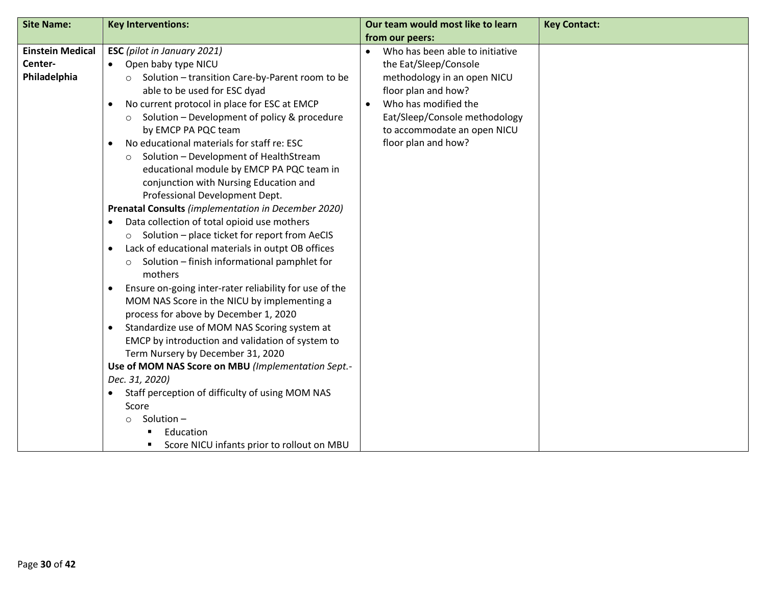| Site Name: | Key Interventions: | Our team would most like to learn from our peers: | Key Contact: |
|---|---|---|---|
| **Einstein Medical Center-Philadelphia** | **ESC** *(pilot in January 2021)*<br>• Open baby type NICU<br>&nbsp;&nbsp;&nbsp;&nbsp;○ Solution – transition Care-by-Parent room to be able to be used for ESC dyad<br>• No current protocol in place for ESC at EMCP<br>&nbsp;&nbsp;&nbsp;&nbsp;○ Solution – Development of policy & procedure by EMCP PA PQC team<br>• No educational materials for staff re: ESC<br>&nbsp;&nbsp;&nbsp;&nbsp;○ Solution – Development of HealthStream educational module by EMCP PA PQC team in conjunction with Nursing Education and Professional Development Dept.<br>**Prenatal Consults** *(implementation in December 2020)*<br>• Data collection of total opioid use mothers<br>&nbsp;&nbsp;&nbsp;&nbsp;○ Solution – place ticket for report from AeCIS<br>• Lack of educational materials in outpt OB offices<br>&nbsp;&nbsp;&nbsp;&nbsp;○ Solution – finish informational pamphlet for mothers<br>• Ensure on-going inter-rater reliability for use of the MOM NAS Score in the NICU by implementing a process for above by December 1, 2020<br>• Standardize use of MOM NAS Scoring system at EMCP by introduction and validation of system to Term Nursery by December 31, 2020<br>**Use of MOM NAS Score on MBU** *(Implementation Sept.-Dec. 31, 2020)*<br>• Staff perception of difficulty of using MOM NAS Score<br>&nbsp;&nbsp;&nbsp;&nbsp;○ Solution –<br>&nbsp;&nbsp;&nbsp;&nbsp;&nbsp;&nbsp;&nbsp;&nbsp;▪ Education<br>&nbsp;&nbsp;&nbsp;&nbsp;&nbsp;&nbsp;&nbsp;&nbsp;▪ Score NICU infants prior to rollout on MBU | • Who has been able to initiative the Eat/Sleep/Console methodology in an open NICU floor plan and how?<br>• Who has modified the Eat/Sleep/Console methodology to accommodate an open NICU floor plan and how? | |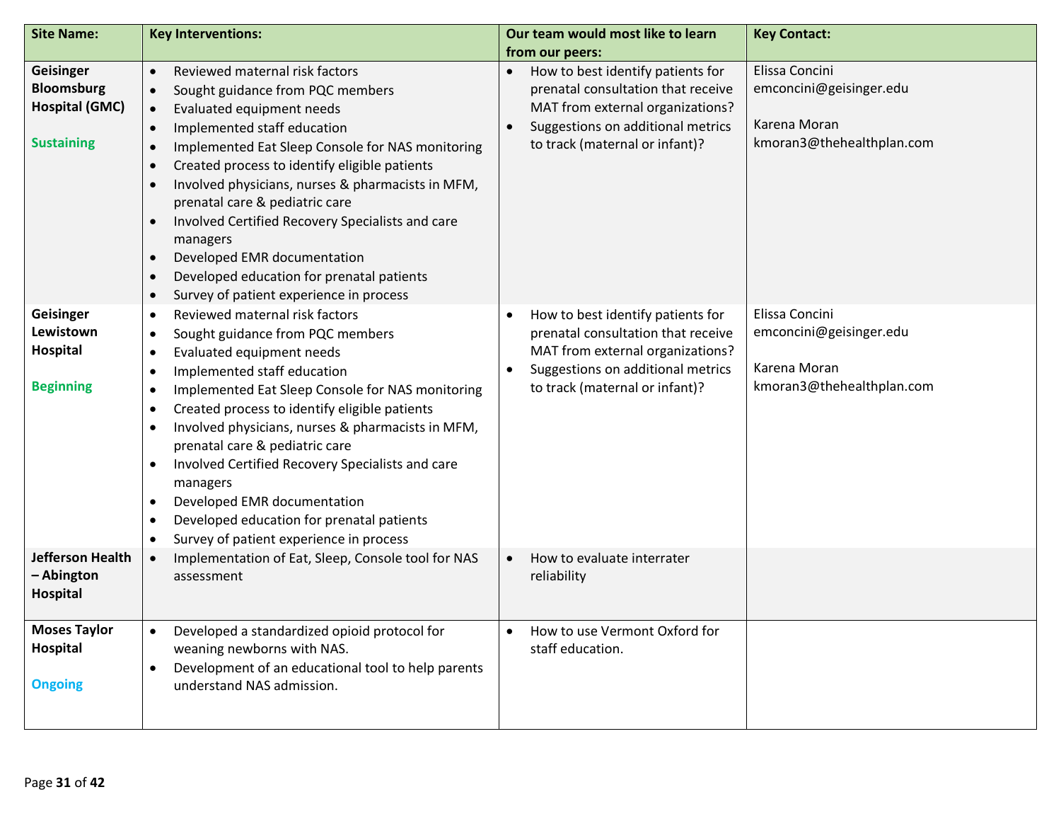| Site Name: | Key Interventions: | Our team would most like to learn from our peers: | Key Contact: |
|---|---|---|---|
| **Geisinger Bloomsburg Hospital (GMC)**<br><br>**Sustaining** | • Reviewed maternal risk factors<br>• Sought guidance from PQC members<br>• Evaluated equipment needs<br>• Implemented staff education<br>• Implemented Eat Sleep Console for NAS monitoring<br>• Created process to identify eligible patients<br>• Involved physicians, nurses & pharmacists in MFM, prenatal care & pediatric care<br>• Involved Certified Recovery Specialists and care managers<br>• Developed EMR documentation<br>• Developed education for prenatal patients<br>• Survey of patient experience in process | • How to best identify patients for prenatal consultation that receive MAT from external organizations?<br>• Suggestions on additional metrics to track (maternal or infant)? | Elissa Concini<br>emconcini@geisinger.edu<br><br>Karena Moran<br>kmoran3@thehealthplan.com |
| **Geisinger Lewistown Hospital**<br><br>**Beginning** | • Reviewed maternal risk factors<br>• Sought guidance from PQC members<br>• Evaluated equipment needs<br>• Implemented staff education<br>• Implemented Eat Sleep Console for NAS monitoring<br>• Created process to identify eligible patients<br>• Involved physicians, nurses & pharmacists in MFM, prenatal care & pediatric care<br>• Involved Certified Recovery Specialists and care managers<br>• Developed EMR documentation<br>• Developed education for prenatal patients<br>• Survey of patient experience in process | • How to best identify patients for prenatal consultation that receive MAT from external organizations?<br>• Suggestions on additional metrics to track (maternal or infant)? | Elissa Concini<br>emconcini@geisinger.edu<br><br>Karena Moran<br>kmoran3@thehealthplan.com |
| **Jefferson Health – Abington Hospital** | • Implementation of Eat, Sleep, Console tool for NAS assessment | • How to evaluate interrater reliability | |
| **Moses Taylor Hospital**<br><br>**Ongoing** | • Developed a standardized opioid protocol for weaning newborns with NAS.<br>• Development of an educational tool to help parents understand NAS admission. | • How to use Vermont Oxford for staff education. | |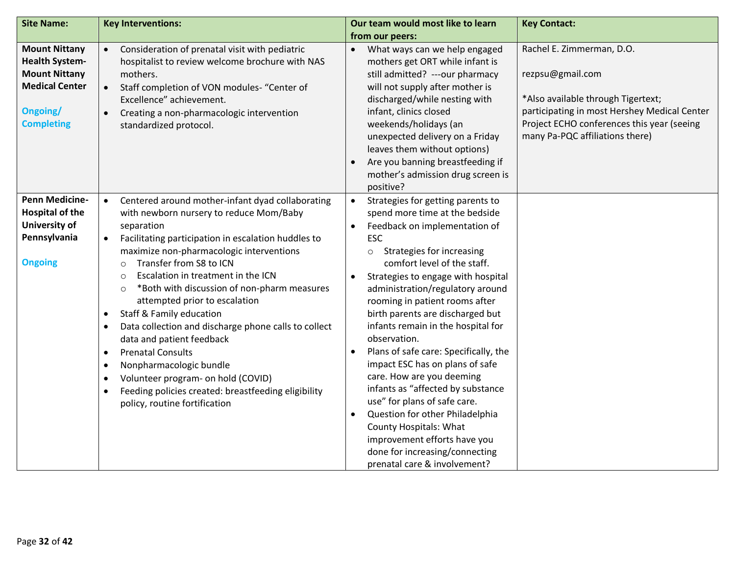| Site Name: | Key Interventions: | Our team would most like to learn from our peers: | Key Contact: |
|---|---|---|---|
| **Mount Nittany Health System-Mount Nittany Medical Center**<br><br>Ongoing/ Completing | • Consideration of prenatal visit with pediatric hospitalist to review welcome brochure with NAS mothers.<br>• Staff completion of VON modules- "Center of Excellence" achievement.<br>• Creating a non-pharmacologic intervention standardized protocol. | • What ways can we help engaged mothers get ORT while infant is still admitted? ---our pharmacy will not supply after mother is discharged/while nesting with infant, clinics closed weekends/holidays (an unexpected delivery on a Friday leaves them without options)<br>• Are you banning breastfeeding if mother's admission drug screen is positive? | Rachel E. Zimmerman, D.O.<br><br>rezpsu@gmail.com<br><br>*Also available through Tigertext; participating in most Hershey Medical Center Project ECHO conferences this year (seeing many Pa-PQC affiliations there) |
| **Penn Medicine-Hospital of the University of Pennsylvania**<br><br>Ongoing | • Centered around mother-infant dyad collaborating with newborn nursery to reduce Mom/Baby separation<br>• Facilitating participation in escalation huddles to maximize non-pharmacologic interventions<br>  ○ Transfer from S8 to ICN<br>  ○ Escalation in treatment in the ICN<br>  ○ *Both with discussion of non-pharm measures attempted prior to escalation<br>• Staff & Family education<br>• Data collection and discharge phone calls to collect data and patient feedback<br>• Prenatal Consults<br>• Nonpharmacologic bundle<br>• Volunteer program- on hold (COVID)<br>• Feeding policies created: breastfeeding eligibility policy, routine fortification | • Strategies for getting parents to spend more time at the bedside<br>• Feedback on implementation of ESC<br>  ○ Strategies for increasing comfort level of the staff.<br>• Strategies to engage with hospital administration/regulatory around rooming in patient rooms after birth parents are discharged but infants remain in the hospital for observation.<br>• Plans of safe care: Specifically, the impact ESC has on plans of safe care. How are you deeming infants as "affected by substance use" for plans of safe care.<br>• Question for other Philadelphia County Hospitals: What improvement efforts have you done for increasing/connecting prenatal care & involvement? | |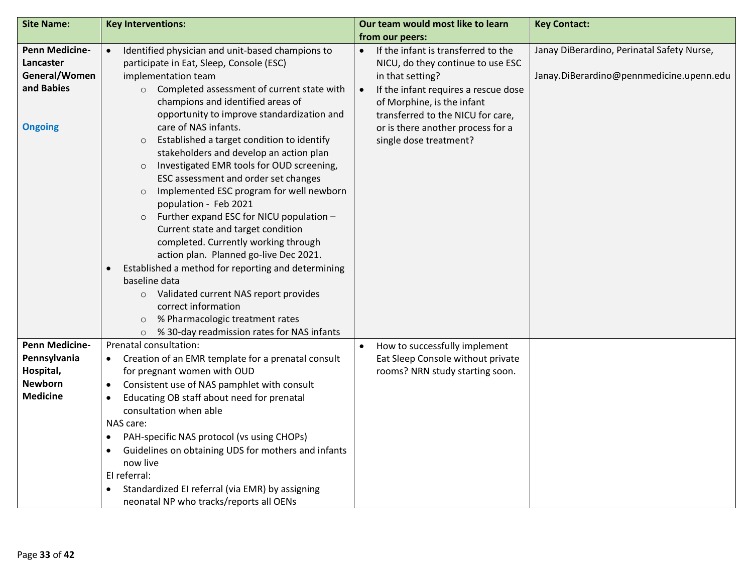| Site Name: | Key Interventions: | Our team would most like to learn from our peers: | Key Contact: |
|---|---|---|---|
| **Penn Medicine-Lancaster General/Women and Babies**<br><br>**Ongoing** | • Identified physician and unit-based champions to participate in Eat, Sleep, Console (ESC) implementation team<br>&nbsp;&nbsp;&nbsp;&nbsp;○ Completed assessment of current state with champions and identified areas of opportunity to improve standardization and care of NAS infants.<br>&nbsp;&nbsp;&nbsp;&nbsp;○ Established a target condition to identify stakeholders and develop an action plan<br>&nbsp;&nbsp;&nbsp;&nbsp;○ Investigated EMR tools for OUD screening, ESC assessment and order set changes<br>&nbsp;&nbsp;&nbsp;&nbsp;○ Implemented ESC program for well newborn population - Feb 2021<br>&nbsp;&nbsp;&nbsp;&nbsp;○ Further expand ESC for NICU population – Current state and target condition completed. Currently working through action plan. Planned go-live Dec 2021.<br>• Established a method for reporting and determining baseline data<br>&nbsp;&nbsp;&nbsp;&nbsp;○ Validated current NAS report provides correct information<br>&nbsp;&nbsp;&nbsp;&nbsp;○ % Pharmacologic treatment rates<br>&nbsp;&nbsp;&nbsp;&nbsp;○ % 30-day readmission rates for NAS infants | • If the infant is transferred to the NICU, do they continue to use ESC in that setting?<br>• If the infant requires a rescue dose of Morphine, is the infant transferred to the NICU for care, or is there another process for a single dose treatment? | Janay DiBerardino, Perinatal Safety Nurse,<br><br>Janay.DiBerardino@pennmedicine.upenn.edu |
| **Penn Medicine-Pennsylvania Hospital, Newborn Medicine** | Prenatal consultation:<br>• Creation of an EMR template for a prenatal consult for pregnant women with OUD<br>• Consistent use of NAS pamphlet with consult<br>• Educating OB staff about need for prenatal consultation when able<br>NAS care:<br>• PAH-specific NAS protocol (vs using CHOPs)<br>• Guidelines on obtaining UDS for mothers and infants now live<br>EI referral:<br>• Standardized EI referral (via EMR) by assigning neonatal NP who tracks/reports all OENs | • How to successfully implement Eat Sleep Console without private rooms? NRN study starting soon. | |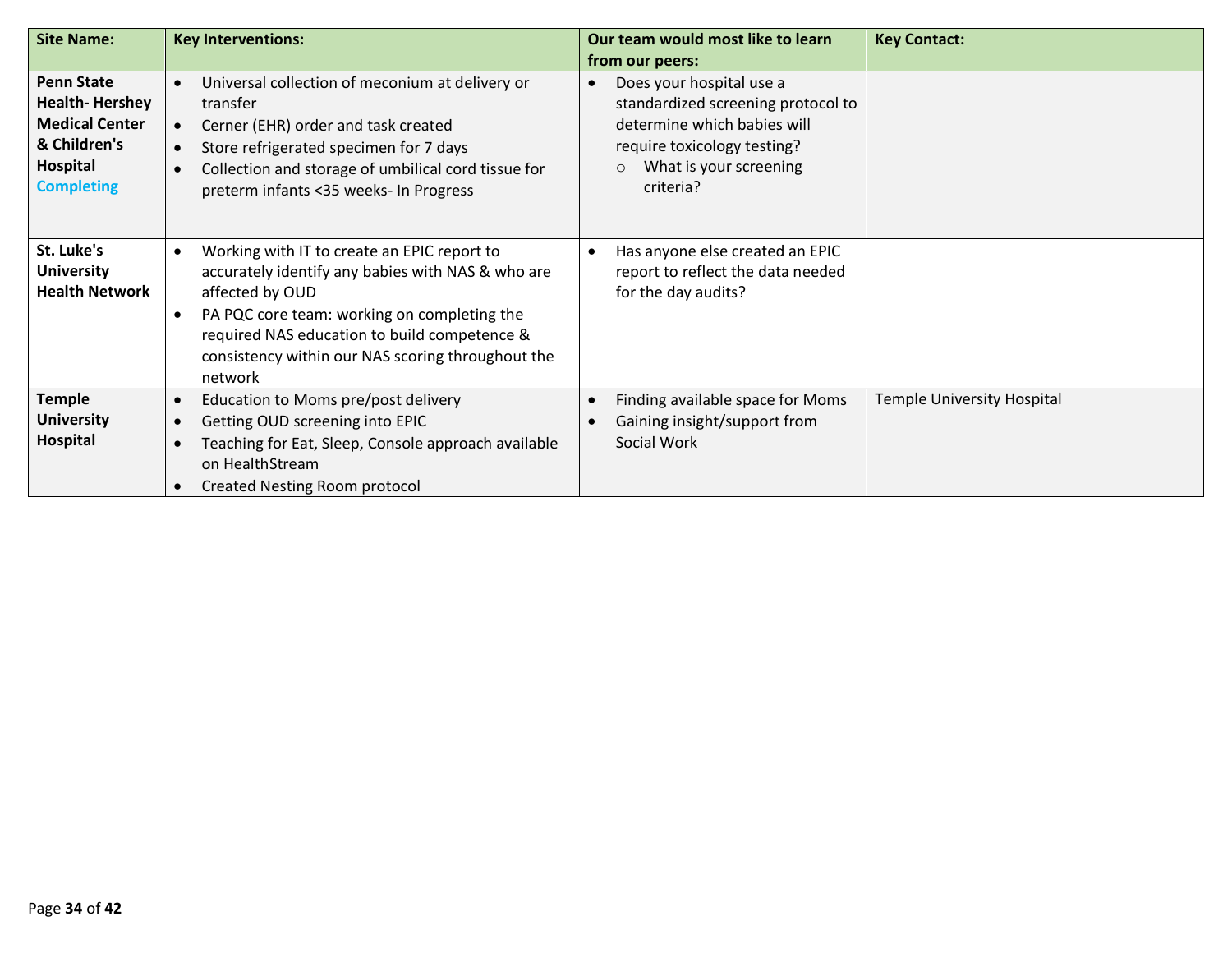| Site Name: | Key Interventions: | Our team would most like to learn from our peers: | Key Contact: |
|---|---|---|---|
| **Penn State Health- Hershey Medical Center & Children's Hospital** **Completing** | • Universal collection of meconium at delivery or transfer<br>• Cerner (EHR) order and task created<br>• Store refrigerated specimen for 7 days<br>• Collection and storage of umbilical cord tissue for preterm infants <35 weeks- In Progress | • Does your hospital use a standardized screening protocol to determine which babies will require toxicology testing?<br>&nbsp;&nbsp;○ What is your screening criteria? | |
| **St. Luke's University Health Network** | • Working with IT to create an EPIC report to accurately identify any babies with NAS & who are affected by OUD<br>• PA PQC core team: working on completing the required NAS education to build competence & consistency within our NAS scoring throughout the network | • Has anyone else created an EPIC report to reflect the data needed for the day audits? | |
| **Temple University Hospital** | • Education to Moms pre/post delivery<br>• Getting OUD screening into EPIC<br>• Teaching for Eat, Sleep, Console approach available on HealthStream<br>• Created Nesting Room protocol | • Finding available space for Moms<br>• Gaining insight/support from Social Work | Temple University Hospital |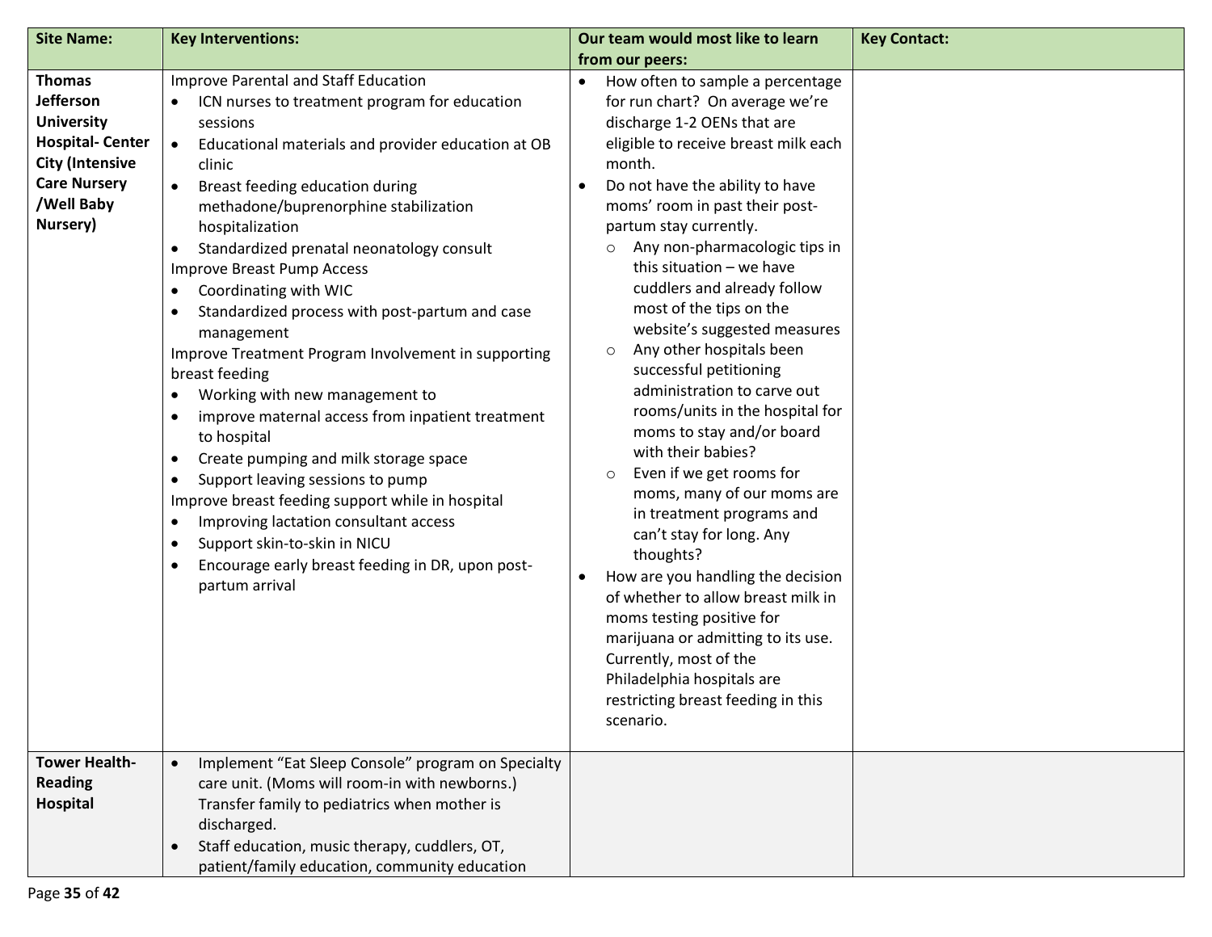| Site Name: | Key Interventions: | Our team would most like to learn from our peers: | Key Contact: |
|---|---|---|---|
| **Thomas Jefferson University Hospital- Center City (Intensive Care Nursery /Well Baby Nursery)** | Improve Parental and Staff Education<br>• ICN nurses to treatment program for education sessions<br>• Educational materials and provider education at OB clinic<br>• Breast feeding education during methadone/buprenorphine stabilization hospitalization<br>• Standardized prenatal neonatology consult<br>Improve Breast Pump Access<br>• Coordinating with WIC<br>• Standardized process with post-partum and case management<br>Improve Treatment Program Involvement in supporting breast feeding<br>• Working with new management to<br>• improve maternal access from inpatient treatment to hospital<br>• Create pumping and milk storage space<br>• Support leaving sessions to pump<br>Improve breast feeding support while in hospital<br>• Improving lactation consultant access<br>• Support skin-to-skin in NICU<br>• Encourage early breast feeding in DR, upon post-partum arrival | • How often to sample a percentage for run chart? On average we're discharge 1-2 OENs that are eligible to receive breast milk each month.<br>• Do not have the ability to have moms' room in past their post-partum stay currently.<br>  ○ Any non-pharmacologic tips in this situation – we have cuddlers and already follow most of the tips on the website's suggested measures<br>  ○ Any other hospitals been successful petitioning administration to carve out rooms/units in the hospital for moms to stay and/or board with their babies?<br>  ○ Even if we get rooms for moms, many of our moms are in treatment programs and can't stay for long. Any thoughts?<br>• How are you handling the decision of whether to allow breast milk in moms testing positive for marijuana or admitting to its use. Currently, most of the Philadelphia hospitals are restricting breast feeding in this scenario. | |
| **Tower Health- Reading Hospital** | • Implement "Eat Sleep Console" program on Specialty care unit. (Moms will room-in with newborns.) Transfer family to pediatrics when mother is discharged.<br>• Staff education, music therapy, cuddlers, OT, patient/family education, community education | | |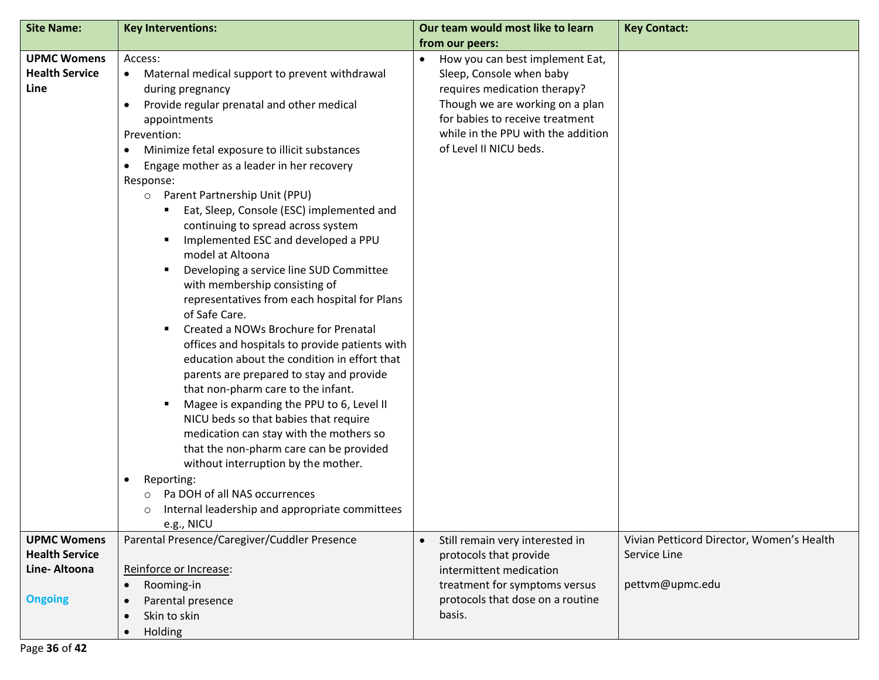| Site Name: | Key Interventions: | Our team would most like to learn from our peers: | Key Contact: |
|---|---|---|---|
| **UPMC Womens Health Service Line** | Access:<br>• Maternal medical support to prevent withdrawal during pregnancy<br>• Provide regular prenatal and other medical appointments<br>Prevention:<br>• Minimize fetal exposure to illicit substances<br>• Engage mother as a leader in her recovery<br>Response:<br>  ○ Parent Partnership Unit (PPU)<br>    ▪ Eat, Sleep, Console (ESC) implemented and continuing to spread across system<br>    ▪ Implemented ESC and developed a PPU model at Altoona<br>    ▪ Developing a service line SUD Committee with membership consisting of representatives from each hospital for Plans of Safe Care.<br>    ▪ Created a NOWs Brochure for Prenatal offices and hospitals to provide patients with education about the condition in effort that parents are prepared to stay and provide that non-pharm care to the infant.<br>    ▪ Magee is expanding the PPU to 6, Level II NICU beds so that babies that require medication can stay with the mothers so that the non-pharm care can be provided without interruption by the mother.<br>• Reporting:<br>  ○ Pa DOH of all NAS occurrences<br>  ○ Internal leadership and appropriate committees e.g., NICU | • How you can best implement Eat, Sleep, Console when baby requires medication therapy? Though we are working on a plan for babies to receive treatment while in the PPU with the addition of Level II NICU beds. | |
| **UPMC Womens Health Service Line- Altoona**<br><br>**Ongoing** | Parental Presence/Caregiver/Cuddler Presence<br><br>Reinforce or Increase:<br>• Rooming-in<br>• Parental presence<br>• Skin to skin<br>• Holding | • Still remain very interested in protocols that provide intermittent medication treatment for symptoms versus protocols that dose on a routine basis. | Vivian Petticord Director, Women's Health Service Line<br><br>pettvm@upmc.edu |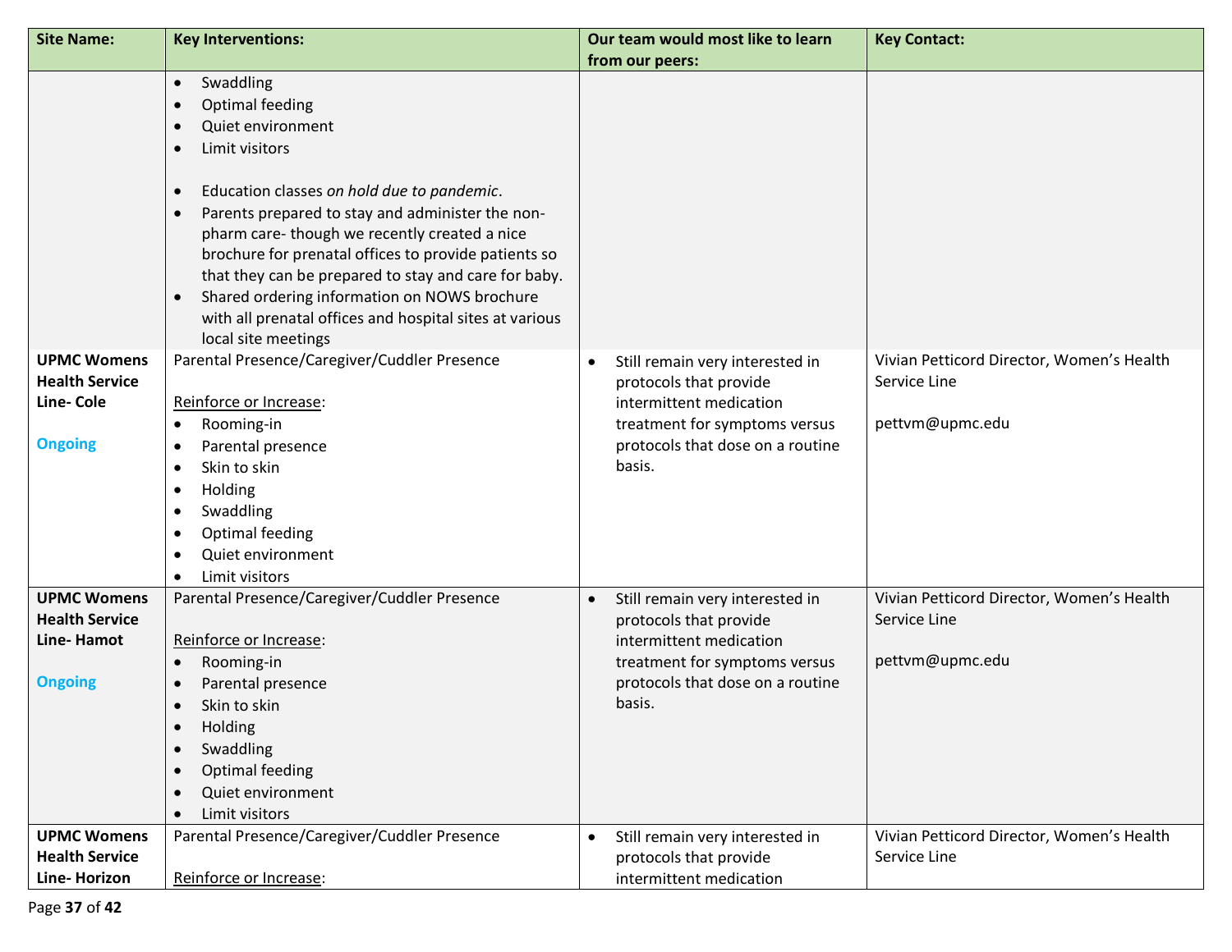| Site Name: | Key Interventions: | Our team would most like to learn from our peers: | Key Contact: |
|---|---|---|---|
| | • Swaddling<br>• Optimal feeding<br>• Quiet environment<br>• Limit visitors<br><br>• Education classes *on hold due to pandemic*.<br>• Parents prepared to stay and administer the non-pharm care- though we recently created a nice brochure for prenatal offices to provide patients so that they can be prepared to stay and care for baby.<br>• Shared ordering information on NOWS brochure with all prenatal offices and hospital sites at various local site meetings | | |
| **UPMC Womens Health Service Line- Cole**<br><br>**Ongoing** | Parental Presence/Caregiver/Cuddler Presence<br><br>Reinforce or Increase:<br>• Rooming-in<br>• Parental presence<br>• Skin to skin<br>• Holding<br>• Swaddling<br>• Optimal feeding<br>• Quiet environment<br>• Limit visitors | • Still remain very interested in protocols that provide intermittent medication treatment for symptoms versus protocols that dose on a routine basis. | Vivian Petticord Director, Women's Health Service Line<br><br>pettvm@upmc.edu |
| **UPMC Womens Health Service Line- Hamot**<br><br>**Ongoing** | Parental Presence/Caregiver/Cuddler Presence<br><br>Reinforce or Increase:<br>• Rooming-in<br>• Parental presence<br>• Skin to skin<br>• Holding<br>• Swaddling<br>• Optimal feeding<br>• Quiet environment<br>• Limit visitors | • Still remain very interested in protocols that provide intermittent medication treatment for symptoms versus protocols that dose on a routine basis. | Vivian Petticord Director, Women's Health Service Line<br><br>pettvm@upmc.edu |
| **UPMC Womens Health Service Line- Horizon** | Parental Presence/Caregiver/Cuddler Presence<br><br>Reinforce or Increase: | • Still remain very interested in protocols that provide intermittent medication | Vivian Petticord Director, Women's Health Service Line |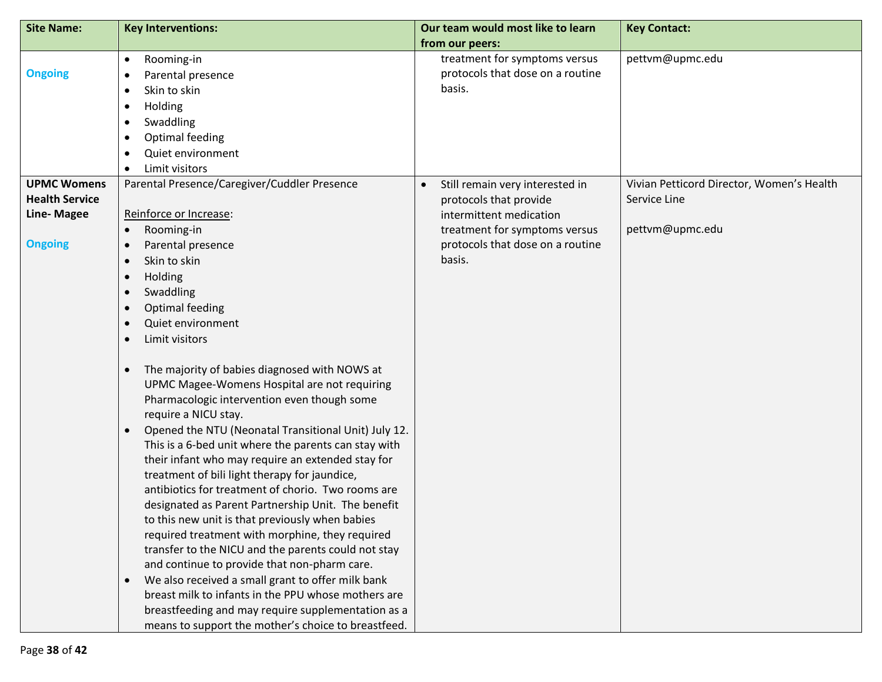| Site Name: | Key Interventions: | Our team would most like to learn from our peers: | Key Contact: |
|---|---|---|---|
| **Ongoing** | • Rooming-in<br>• Parental presence<br>• Skin to skin<br>• Holding<br>• Swaddling<br>• Optimal feeding<br>• Quiet environment<br>• Limit visitors | treatment for symptoms versus protocols that dose on a routine basis. | pettvm@upmc.edu |
| **UPMC Womens Health Service Line- Magee**<br><br>**Ongoing** | Parental Presence/Caregiver/Cuddler Presence<br><br>Reinforce or Increase:<br>• Rooming-in<br>• Parental presence<br>• Skin to skin<br>• Holding<br>• Swaddling<br>• Optimal feeding<br>• Quiet environment<br>• Limit visitors<br><br>• The majority of babies diagnosed with NOWS at UPMC Magee-Womens Hospital are not requiring Pharmacologic intervention even though some require a NICU stay.<br>• Opened the NTU (Neonatal Transitional Unit) July 12. This is a 6-bed unit where the parents can stay with their infant who may require an extended stay for treatment of bili light therapy for jaundice, antibiotics for treatment of chorio. Two rooms are designated as Parent Partnership Unit. The benefit to this new unit is that previously when babies required treatment with morphine, they required transfer to the NICU and the parents could not stay and continue to provide that non-pharm care.<br>• We also received a small grant to offer milk bank breast milk to infants in the PPU whose mothers are breastfeeding and may require supplementation as a means to support the mother's choice to breastfeed. | • Still remain very interested in protocols that provide intermittent medication treatment for symptoms versus protocols that dose on a routine basis. | Vivian Petticord Director, Women's Health Service Line<br><br>pettvm@upmc.edu |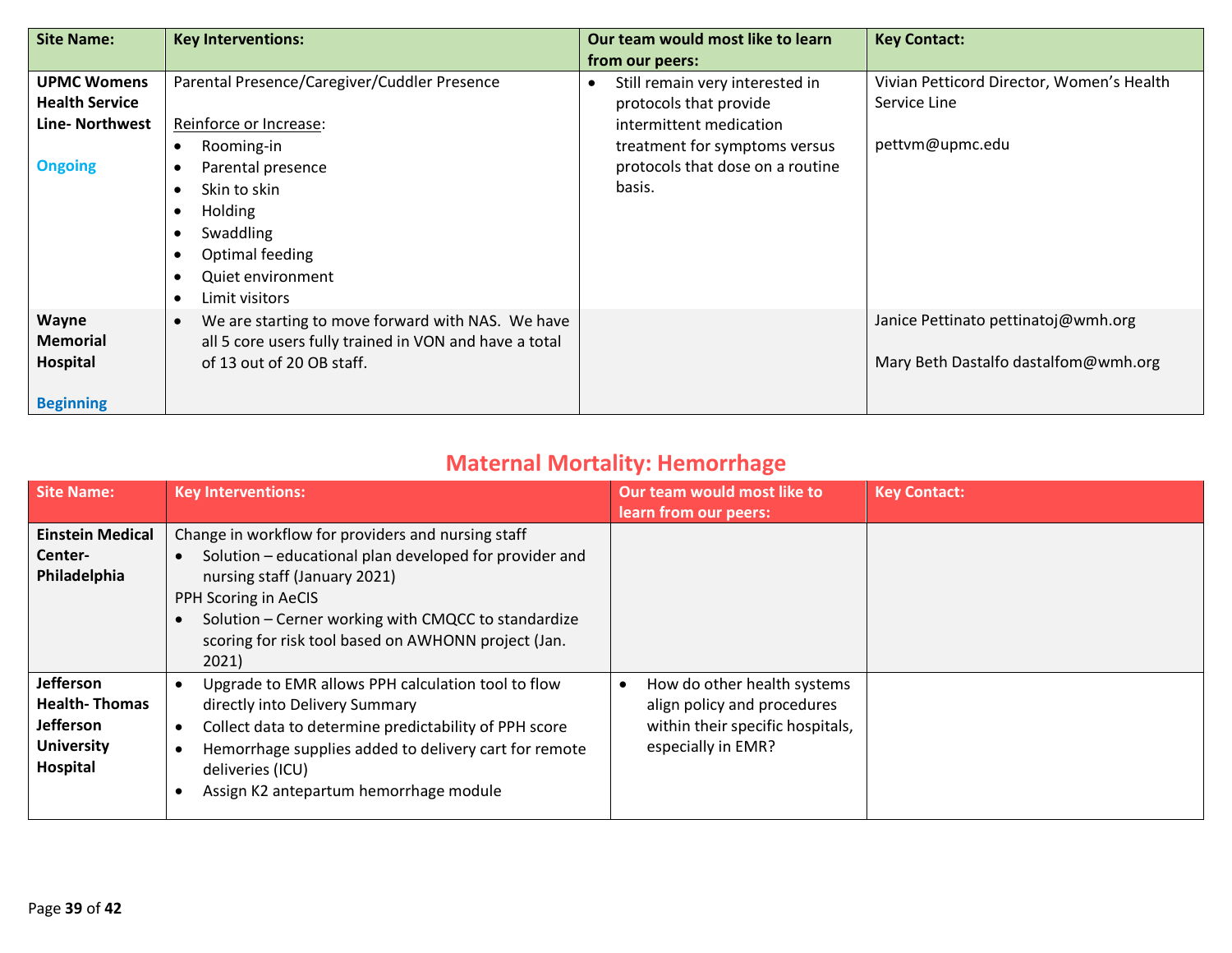| Site Name: | Key Interventions: | Our team would most like to learn from our peers: | Key Contact: |
|---|---|---|---|
| **UPMC Womens Health Service Line- Northwest**<br><br>Ongoing | Parental Presence/Caregiver/Cuddler Presence<br><br>Reinforce or Increase:<br>• Rooming-in<br>• Parental presence<br>• Skin to skin<br>• Holding<br>• Swaddling<br>• Optimal feeding<br>• Quiet environment<br>• Limit visitors | • Still remain very interested in protocols that provide intermittent medication treatment for symptoms versus protocols that dose on a routine basis. | Vivian Petticord Director, Women's Health Service Line<br><br>pettvm@upmc.edu |
| **Wayne Memorial Hospital**<br><br>Beginning | • We are starting to move forward with NAS. We have all 5 core users fully trained in VON and have a total of 13 out of 20 OB staff. | | Janice Pettinato pettinatoj@wmh.org<br><br>Mary Beth Dastalfo dastalfom@wmh.org |

## Maternal Mortality: Hemorrhage

| Site Name: | Key Interventions: | Our team would most like to learn from our peers: | Key Contact: |
|---|---|---|---|
| **Einstein Medical Center-Philadelphia** | Change in workflow for providers and nursing staff<br>• Solution – educational plan developed for provider and nursing staff (January 2021)<br>PPH Scoring in AeCIS<br>• Solution – Cerner working with CMQCC to standardize scoring for risk tool based on AWHONN project (Jan. 2021) | | |
| **Jefferson Health- Thomas Jefferson University Hospital** | • Upgrade to EMR allows PPH calculation tool to flow directly into Delivery Summary<br>• Collect data to determine predictability of PPH score<br>• Hemorrhage supplies added to delivery cart for remote deliveries (ICU)<br>• Assign K2 antepartum hemorrhage module | • How do other health systems align policy and procedures within their specific hospitals, especially in EMR? | |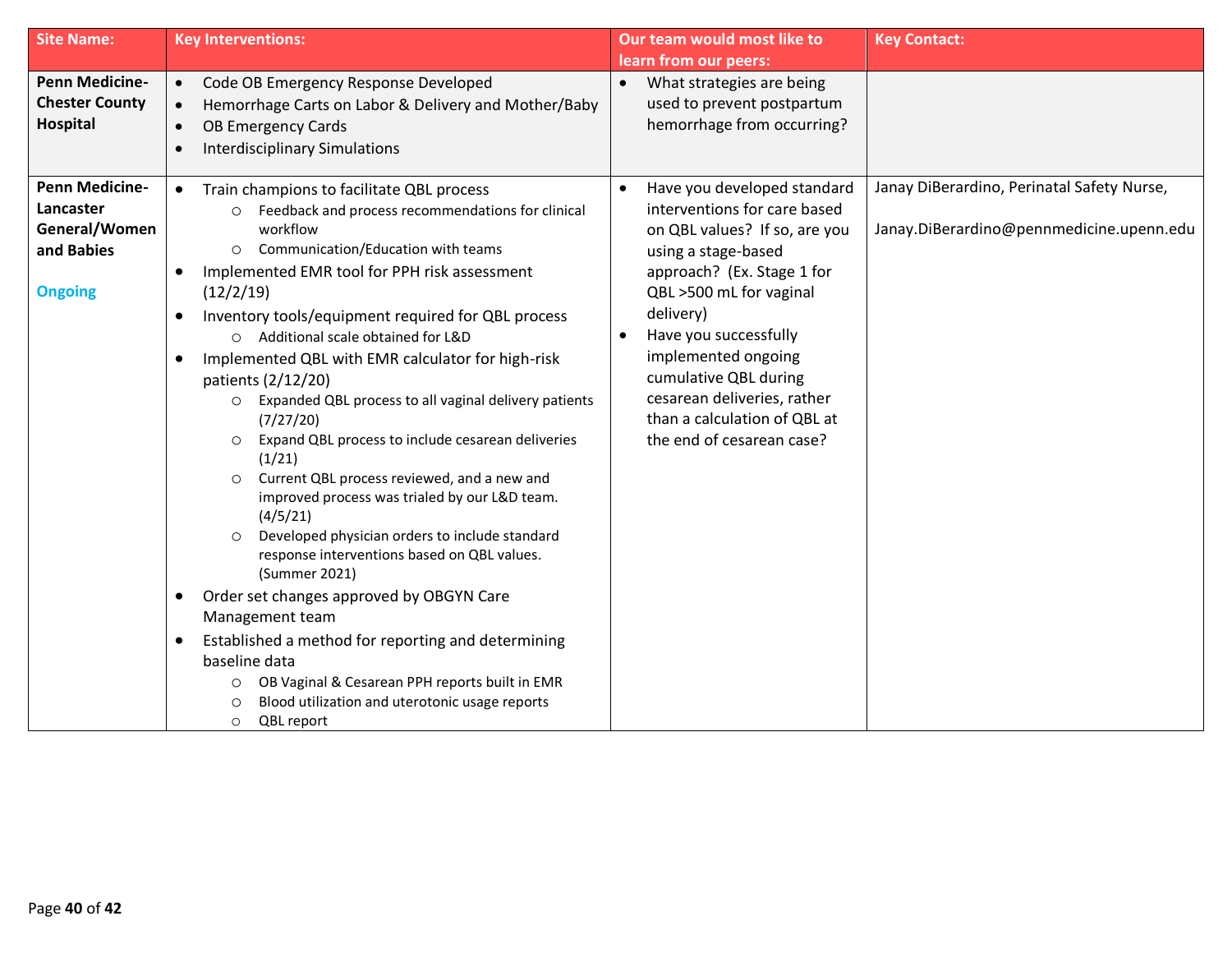| Site Name: | Key Interventions: | Our team would most like to learn from our peers: | Key Contact: |
|---|---|---|---|
| **Penn Medicine- Chester County Hospital** | • Code OB Emergency Response Developed<br>• Hemorrhage Carts on Labor & Delivery and Mother/Baby<br>• OB Emergency Cards<br>• Interdisciplinary Simulations | • What strategies are being used to prevent postpartum hemorrhage from occurring? | |
| **Penn Medicine- Lancaster General/Women and Babies**<br><br>Ongoing | • Train champions to facilitate QBL process<br>&nbsp;&nbsp;○ Feedback and process recommendations for clinical workflow<br>&nbsp;&nbsp;○ Communication/Education with teams<br>• Implemented EMR tool for PPH risk assessment (12/2/19)<br>• Inventory tools/equipment required for QBL process<br>&nbsp;&nbsp;○ Additional scale obtained for L&D<br>• Implemented QBL with EMR calculator for high-risk patients (2/12/20)<br>&nbsp;&nbsp;○ Expanded QBL process to all vaginal delivery patients (7/27/20)<br>&nbsp;&nbsp;○ Expand QBL process to include cesarean deliveries (1/21)<br>&nbsp;&nbsp;○ Current QBL process reviewed, and a new and improved process was trialed by our L&D team. (4/5/21)<br>&nbsp;&nbsp;○ Developed physician orders to include standard response interventions based on QBL values. (Summer 2021)<br>• Order set changes approved by OBGYN Care Management team<br>• Established a method for reporting and determining baseline data<br>&nbsp;&nbsp;○ OB Vaginal & Cesarean PPH reports built in EMR<br>&nbsp;&nbsp;○ Blood utilization and uterotonic usage reports<br>&nbsp;&nbsp;○ QBL report | • Have you developed standard interventions for care based on QBL values? If so, are you using a stage-based approach? (Ex. Stage 1 for QBL >500 mL for vaginal delivery)<br>• Have you successfully implemented ongoing cumulative QBL during cesarean deliveries, rather than a calculation of QBL at the end of cesarean case? | Janay DiBerardino, Perinatal Safety Nurse,<br><br>Janay.DiBerardino@pennmedicine.upenn.edu |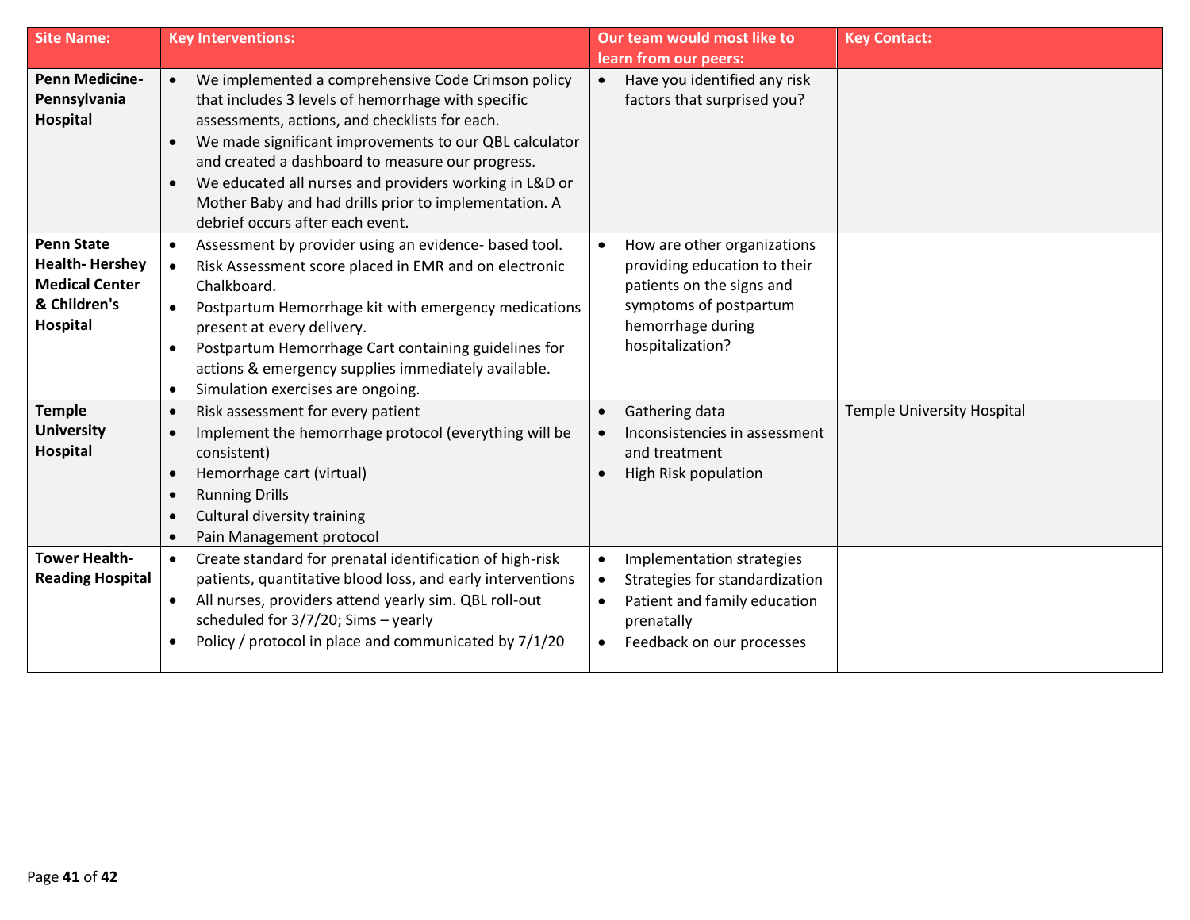| Site Name: | Key Interventions: | Our team would most like to learn from our peers: | Key Contact: |
|---|---|---|---|
| **Penn Medicine-Pennsylvania Hospital** | • We implemented a comprehensive Code Crimson policy that includes 3 levels of hemorrhage with specific assessments, actions, and checklists for each.<br>• We made significant improvements to our QBL calculator and created a dashboard to measure our progress.<br>• We educated all nurses and providers working in L&D or Mother Baby and had drills prior to implementation. A debrief occurs after each event. | • Have you identified any risk factors that surprised you? | |
| **Penn State Health- Hershey Medical Center & Children's Hospital** | • Assessment by provider using an evidence- based tool.<br>• Risk Assessment score placed in EMR and on electronic Chalkboard.<br>• Postpartum Hemorrhage kit with emergency medications present at every delivery.<br>• Postpartum Hemorrhage Cart containing guidelines for actions & emergency supplies immediately available.<br>• Simulation exercises are ongoing. | • How are other organizations providing education to their patients on the signs and symptoms of postpartum hemorrhage during hospitalization? | |
| **Temple University Hospital** | • Risk assessment for every patient<br>• Implement the hemorrhage protocol (everything will be consistent)<br>• Hemorrhage cart (virtual)<br>• Running Drills<br>• Cultural diversity training<br>• Pain Management protocol | • Gathering data<br>• Inconsistencies in assessment and treatment<br>• High Risk population | Temple University Hospital |
| **Tower Health-Reading Hospital** | • Create standard for prenatal identification of high-risk patients, quantitative blood loss, and early interventions<br>• All nurses, providers attend yearly sim. QBL roll-out scheduled for 3/7/20; Sims – yearly<br>• Policy / protocol in place and communicated by 7/1/20 | • Implementation strategies<br>• Strategies for standardization<br>• Patient and family education prenatally<br>• Feedback on our processes | |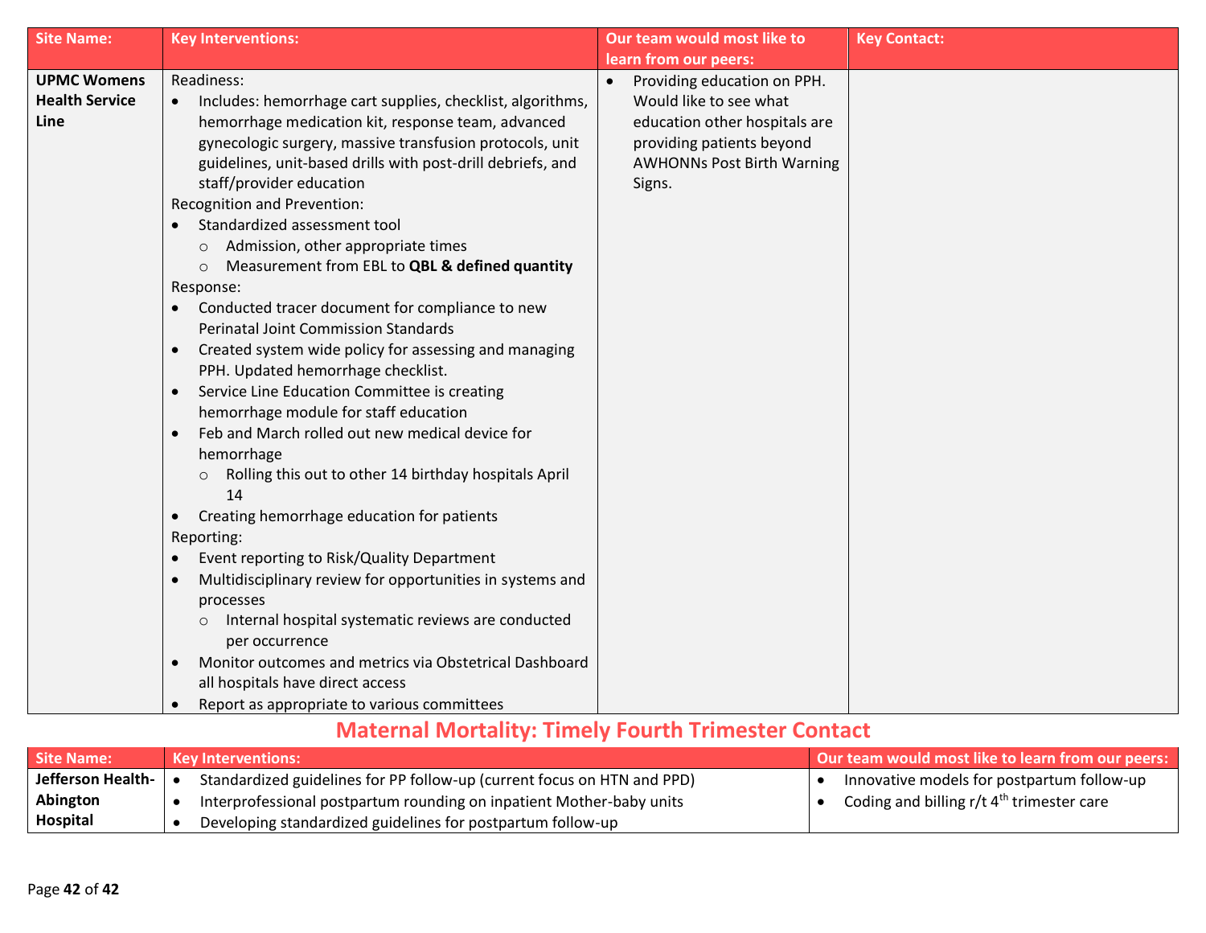| Site Name: | Key Interventions: | Our team would most like to learn from our peers: | Key Contact: |
| --- | --- | --- | --- |
| **UPMC Womens Health Service Line** | Readiness:<br>• Includes: hemorrhage cart supplies, checklist, algorithms, hemorrhage medication kit, response team, advanced gynecologic surgery, massive transfusion protocols, unit guidelines, unit-based drills with post-drill debriefs, and staff/provider education<br>Recognition and Prevention:<br>• Standardized assessment tool<br>  ○ Admission, other appropriate times<br>  ○ Measurement from EBL to **QBL & defined quantity**<br>Response:<br>• Conducted tracer document for compliance to new Perinatal Joint Commission Standards<br>• Created system wide policy for assessing and managing PPH. Updated hemorrhage checklist.<br>• Service Line Education Committee is creating hemorrhage module for staff education<br>• Feb and March rolled out new medical device for hemorrhage<br>  ○ Rolling this out to other 14 birthday hospitals April 14<br>• Creating hemorrhage education for patients<br>Reporting:<br>• Event reporting to Risk/Quality Department<br>• Multidisciplinary review for opportunities in systems and processes<br>  ○ Internal hospital systematic reviews are conducted per occurrence<br>• Monitor outcomes and metrics via Obstetrical Dashboard all hospitals have direct access<br>• Report as appropriate to various committees | • Providing education on PPH. Would like to see what education other hospitals are providing patients beyond AWHONNs Post Birth Warning Signs. | |

## Maternal Mortality: Timely Fourth Trimester Contact

| Site Name: | Key Interventions: | Our team would most like to learn from our peers: |
| --- | --- | --- |
| **Jefferson Health-Abington Hospital** | • Standardized guidelines for PP follow-up (current focus on HTN and PPD)<br>• Interprofessional postpartum rounding on inpatient Mother-baby units<br>• Developing standardized guidelines for postpartum follow-up | • Innovative models for postpartum follow-up<br>• Coding and billing r/t 4th trimester care |